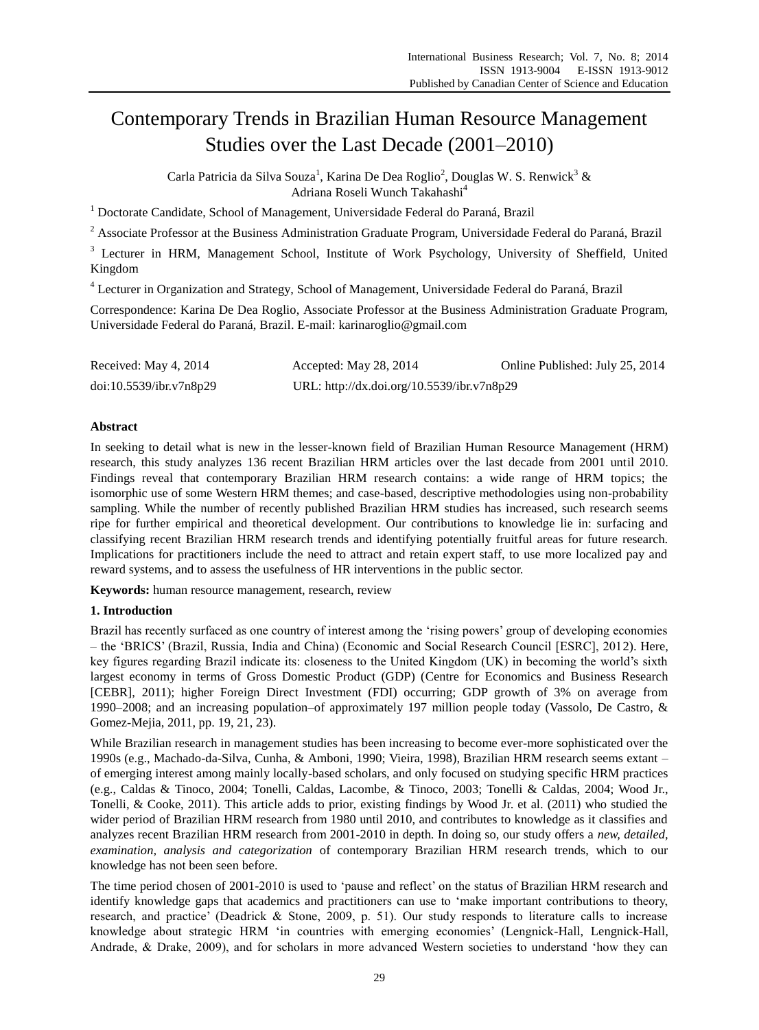# Contemporary Trends in Brazilian Human Resource Management Studies over the Last Decade (2001–2010)

Carla Patricia da Silva Souza[1], Karina De Dea Roglio[2], Douglas W. S. Renwick[3] & Adriana Roseli Wunch Takahashi[4]

[1] Doctorate Candidate, School of Management, Universidade Federal do Paraná, Brazil

[2] Associate Professor at the Business Administration Graduate Program, Universidade Federal do Paraná, Brazil

[3] Lecturer in HRM, Management School, Institute of Work Psychology, University of Sheffield, United Kingdom

[4] Lecturer in Organization and Strategy, School of Management, Universidade Federal do Paraná, Brazil

Correspondence: Karina De Dea Roglio, Associate Professor at the Business Administration Graduate Program, Universidade Federal do Paraná, Brazil. E-mail: karinaroglio@gmail.com

Received: May 4, 2014 Accepted: May 28, 2014 Online Published: July 25, 2014

doi:10.5539/ibr.v7n8p29 URL: http://dx.doi.org/10.5539/ibr.v7n8p29

## Abstract

In seeking to detail what is new in the lesser-known field of Brazilian Human Resource Management (HRM) research, this study analyzes 136 recent Brazilian HRM articles over the last decade from 2001 until 2010. Findings reveal that contemporary Brazilian HRM research contains: a wide range of HRM topics; the isomorphic use of some Western HRM themes; and case-based, descriptive methodologies using non-probability sampling. While the number of recently published Brazilian HRM studies has increased, such research seems ripe for further empirical and theoretical development. Our contributions to knowledge lie in: surfacing and classifying recent Brazilian HRM research trends and identifying potentially fruitful areas for future research. Implications for practitioners include the need to attract and retain expert staff, to use more localized pay and reward systems, and to assess the usefulness of HR interventions in the public sector.

**Keywords:** human resource management, research, review

## 1. Introduction

Brazil has recently surfaced as one country of interest among the 'rising powers' group of developing economies – the 'BRICS' (Brazil, Russia, India and China) (Economic and Social Research Council [ESRC], 2012). Here, key figures regarding Brazil indicate its: closeness to the United Kingdom (UK) in becoming the world's sixth largest economy in terms of Gross Domestic Product (GDP) (Centre for Economics and Business Research [CEBR], 2011); higher Foreign Direct Investment (FDI) occurring; GDP growth of 3% on average from 1990–2008; and an increasing population–of approximately 197 million people today (Vassolo, De Castro, & Gomez-Mejia, 2011, pp. 19, 21, 23).

While Brazilian research in management studies has been increasing to become ever-more sophisticated over the 1990s (e.g., Machado-da-Silva, Cunha, & Amboni, 1990; Vieira, 1998), Brazilian HRM research seems extant – of emerging interest among mainly locally-based scholars, and only focused on studying specific HRM practices (e.g., Caldas & Tinoco, 2004; Tonelli, Caldas, Lacombe, & Tinoco, 2003; Tonelli & Caldas, 2004; Wood Jr., Tonelli, & Cooke, 2011). This article adds to prior, existing findings by Wood Jr. et al. (2011) who studied the wider period of Brazilian HRM research from 1980 until 2010, and contributes to knowledge as it classifies and analyzes recent Brazilian HRM research from 2001-2010 in depth. In doing so, our study offers a *new, detailed, examination, analysis and categorization* of contemporary Brazilian HRM research trends, which to our knowledge has not been seen before.

The time period chosen of 2001-2010 is used to 'pause and reflect' on the status of Brazilian HRM research and identify knowledge gaps that academics and practitioners can use to 'make important contributions to theory, research, and practice' (Deadrick & Stone, 2009, p. 51). Our study responds to literature calls to increase knowledge about strategic HRM 'in countries with emerging economies' (Lengnick-Hall, Lengnick-Hall, Andrade, & Drake, 2009), and for scholars in more advanced Western societies to understand 'how they can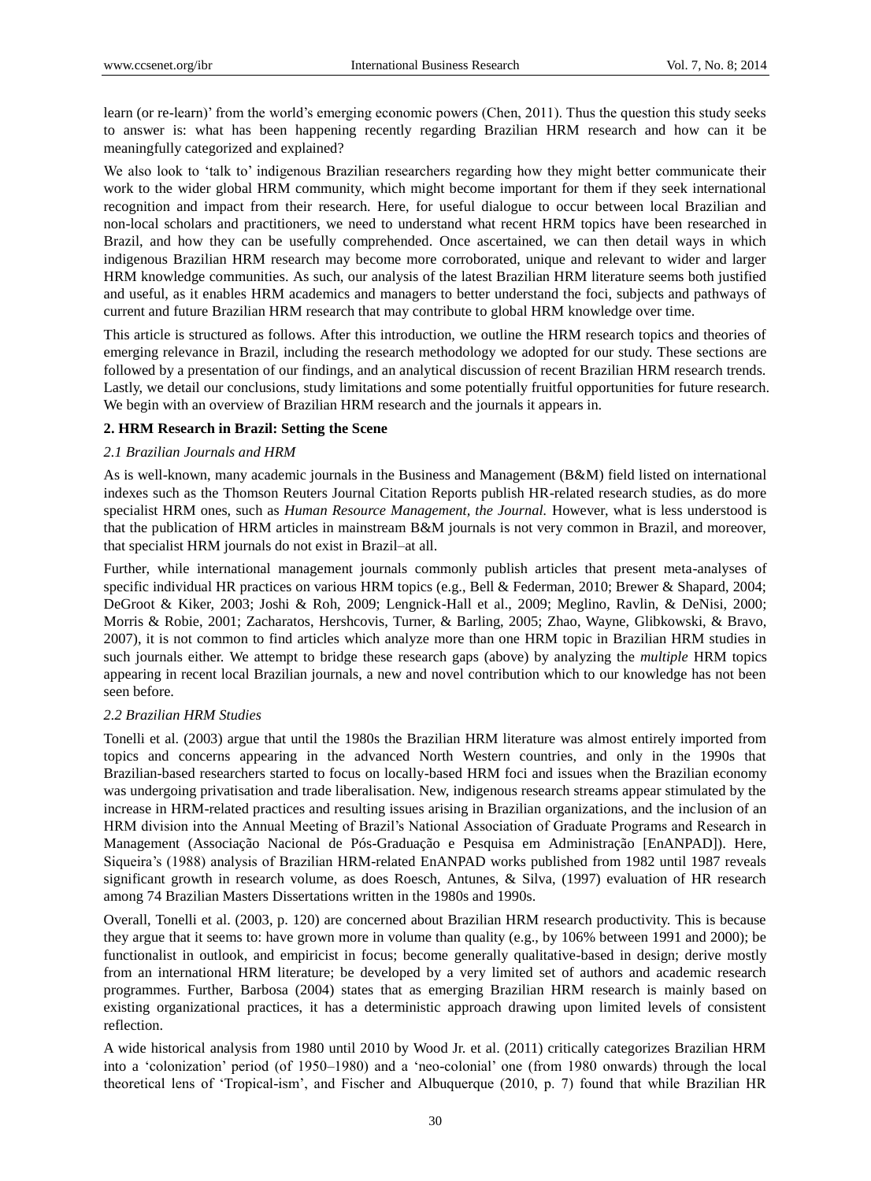learn (or re-learn)' from the world's emerging economic powers (Chen, 2011). Thus the question this study seeks to answer is: what has been happening recently regarding Brazilian HRM research and how can it be meaningfully categorized and explained?

We also look to 'talk to' indigenous Brazilian researchers regarding how they might better communicate their work to the wider global HRM community, which might become important for them if they seek international recognition and impact from their research. Here, for useful dialogue to occur between local Brazilian and non-local scholars and practitioners, we need to understand what recent HRM topics have been researched in Brazil, and how they can be usefully comprehended. Once ascertained, we can then detail ways in which indigenous Brazilian HRM research may become more corroborated, unique and relevant to wider and larger HRM knowledge communities. As such, our analysis of the latest Brazilian HRM literature seems both justified and useful, as it enables HRM academics and managers to better understand the foci, subjects and pathways of current and future Brazilian HRM research that may contribute to global HRM knowledge over time.

This article is structured as follows. After this introduction, we outline the HRM research topics and theories of emerging relevance in Brazil, including the research methodology we adopted for our study. These sections are followed by a presentation of our findings, and an analytical discussion of recent Brazilian HRM research trends. Lastly, we detail our conclusions, study limitations and some potentially fruitful opportunities for future research. We begin with an overview of Brazilian HRM research and the journals it appears in.

## 2. HRM Research in Brazil: Setting the Scene

### *2.1 Brazilian Journals and HRM*

As is well-known, many academic journals in the Business and Management (B&M) field listed on international indexes such as the Thomson Reuters Journal Citation Reports publish HR-related research studies, as do more specialist HRM ones, such as *Human Resource Management, the Journal.* However, what is less understood is that the publication of HRM articles in mainstream B&M journals is not very common in Brazil, and moreover, that specialist HRM journals do not exist in Brazil–at all.

Further, while international management journals commonly publish articles that present meta-analyses of specific individual HR practices on various HRM topics (e.g., Bell & Federman, 2010; Brewer & Shapard, 2004; DeGroot & Kiker, 2003; Joshi & Roh, 2009; Lengnick-Hall et al., 2009; Meglino, Ravlin, & DeNisi, 2000; Morris & Robie, 2001; Zacharatos, Hershcovis, Turner, & Barling, 2005; Zhao, Wayne, Glibkowski, & Bravo, 2007), it is not common to find articles which analyze more than one HRM topic in Brazilian HRM studies in such journals either. We attempt to bridge these research gaps (above) by analyzing the *multiple* HRM topics appearing in recent local Brazilian journals, a new and novel contribution which to our knowledge has not been seen before.

### *2.2 Brazilian HRM Studies*

Tonelli et al. (2003) argue that until the 1980s the Brazilian HRM literature was almost entirely imported from topics and concerns appearing in the advanced North Western countries, and only in the 1990s that Brazilian-based researchers started to focus on locally-based HRM foci and issues when the Brazilian economy was undergoing privatisation and trade liberalisation. New, indigenous research streams appear stimulated by the increase in HRM-related practices and resulting issues arising in Brazilian organizations, and the inclusion of an HRM division into the Annual Meeting of Brazil's National Association of Graduate Programs and Research in Management (Associação Nacional de Pós-Graduação e Pesquisa em Administração [EnANPAD]). Here, Siqueira's (1988) analysis of Brazilian HRM-related EnANPAD works published from 1982 until 1987 reveals significant growth in research volume, as does Roesch, Antunes, & Silva, (1997) evaluation of HR research among 74 Brazilian Masters Dissertations written in the 1980s and 1990s.

Overall, Tonelli et al. (2003, p. 120) are concerned about Brazilian HRM research productivity. This is because they argue that it seems to: have grown more in volume than quality (e.g., by 106% between 1991 and 2000); be functionalist in outlook, and empiricist in focus; become generally qualitative-based in design; derive mostly from an international HRM literature; be developed by a very limited set of authors and academic research programmes. Further, Barbosa (2004) states that as emerging Brazilian HRM research is mainly based on existing organizational practices, it has a deterministic approach drawing upon limited levels of consistent reflection.

A wide historical analysis from 1980 until 2010 by Wood Jr. et al. (2011) critically categorizes Brazilian HRM into a 'colonization' period (of 1950–1980) and a 'neo-colonial' one (from 1980 onwards) through the local theoretical lens of 'Tropical-ism', and Fischer and Albuquerque (2010, p. 7) found that while Brazilian HR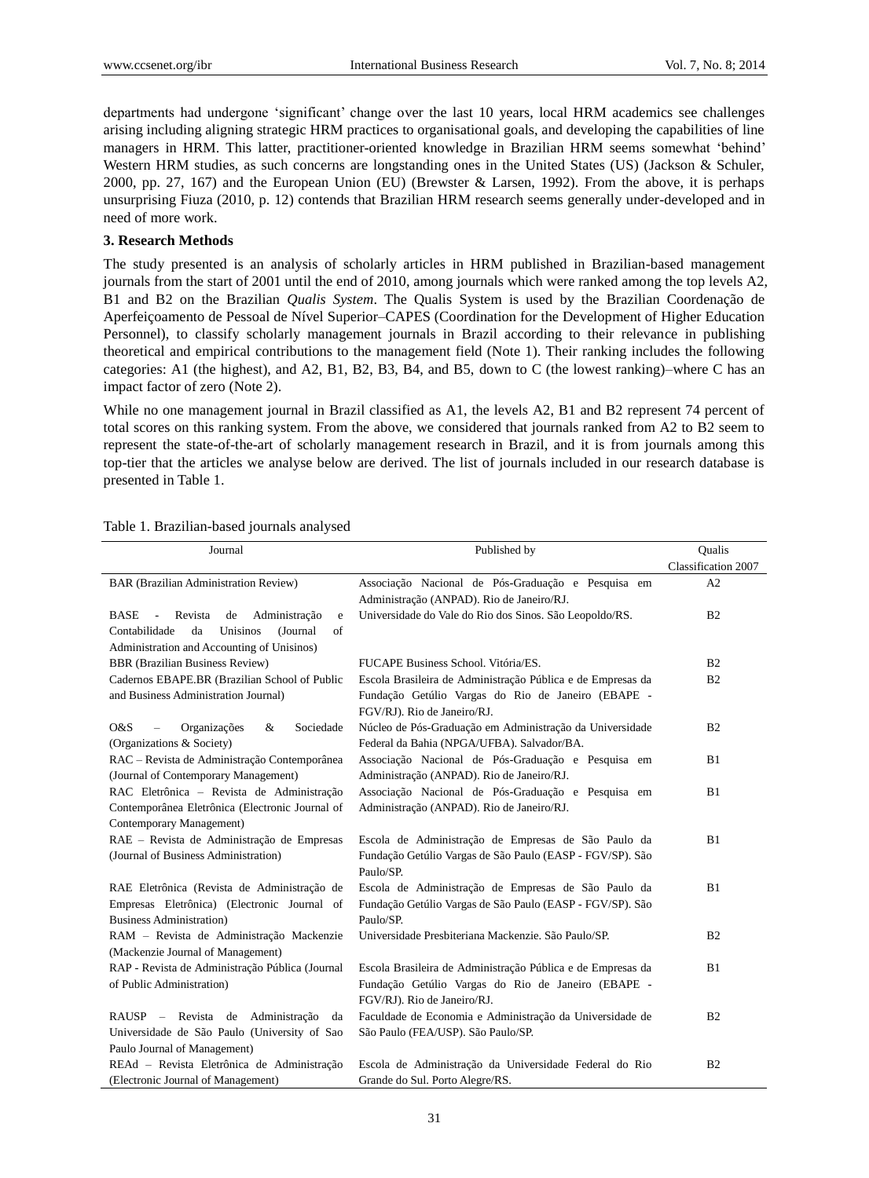departments had undergone 'significant' change over the last 10 years, local HRM academics see challenges arising including aligning strategic HRM practices to organisational goals, and developing the capabilities of line managers in HRM. This latter, practitioner-oriented knowledge in Brazilian HRM seems somewhat 'behind' Western HRM studies, as such concerns are longstanding ones in the United States (US) (Jackson & Schuler, 2000, pp. 27, 167) and the European Union (EU) (Brewster & Larsen, 1992). From the above, it is perhaps unsurprising Fiuza (2010, p. 12) contends that Brazilian HRM research seems generally under-developed and in need of more work.

### 3. Research Methods

The study presented is an analysis of scholarly articles in HRM published in Brazilian-based management journals from the start of 2001 until the end of 2010, among journals which were ranked among the top levels A2, B1 and B2 on the Brazilian *Qualis System*. The Qualis System is used by the Brazilian Coordenação de Aperfeiçoamento de Pessoal de Nível Superior–CAPES (Coordination for the Development of Higher Education Personnel), to classify scholarly management journals in Brazil according to their relevance in publishing theoretical and empirical contributions to the management field (Note 1). Their ranking includes the following categories: A1 (the highest), and A2, B1, B2, B3, B4, and B5, down to C (the lowest ranking)–where C has an impact factor of zero (Note 2).

While no one management journal in Brazil classified as A1, the levels A2, B1 and B2 represent 74 percent of total scores on this ranking system. From the above, we considered that journals ranked from A2 to B2 seem to represent the state-of-the-art of scholarly management research in Brazil, and it is from journals among this top-tier that the articles we analyse below are derived. The list of journals included in our research database is presented in Table 1.

Table 1. Brazilian-based journals analysed

| Journal | Published by | Qualis Classification 2007 |
|---|---|---|
| BAR (Brazilian Administration Review) | Associação Nacional de Pós-Graduação e Pesquisa em Administração (ANPAD). Rio de Janeiro/RJ. | A2 |
| BASE - Revista de Administração e Contabilidade da Unisinos (Journal of Administration and Accounting of Unisinos) | Universidade do Vale do Rio dos Sinos. São Leopoldo/RS. | B2 |
| BBR (Brazilian Business Review) | FUCAPE Business School. Vitória/ES. | B2 |
| Cadernos EBAPE.BR (Brazilian School of Public and Business Administration Journal) | Escola Brasileira de Administração Pública e de Empresas da Fundação Getúlio Vargas do Rio de Janeiro (EBAPE - FGV/RJ). Rio de Janeiro/RJ. | B2 |
| O&S – Organizações & Sociedade (Organizations & Society) | Núcleo de Pós-Graduação em Administração da Universidade Federal da Bahia (NPGA/UFBA). Salvador/BA. | B2 |
| RAC – Revista de Administração Contemporânea (Journal of Contemporary Management) | Associação Nacional de Pós-Graduação e Pesquisa em Administração (ANPAD). Rio de Janeiro/RJ. | B1 |
| RAC Eletrônica – Revista de Administração Contemporânea Eletrônica (Electronic Journal of Contemporary Management) | Associação Nacional de Pós-Graduação e Pesquisa em Administração (ANPAD). Rio de Janeiro/RJ. | B1 |
| RAE – Revista de Administração de Empresas (Journal of Business Administration) | Escola de Administração de Empresas de São Paulo da Fundação Getúlio Vargas de São Paulo (EASP - FGV/SP). São Paulo/SP. | B1 |
| RAE Eletrônica (Revista de Administração de Empresas Eletrônica) (Electronic Journal of Business Administration) | Escola de Administração de Empresas de São Paulo da Fundação Getúlio Vargas de São Paulo (EASP - FGV/SP). São Paulo/SP. | B1 |
| RAM – Revista de Administração Mackenzie (Mackenzie Journal of Management) | Universidade Presbiteriana Mackenzie. São Paulo/SP. | B2 |
| RAP - Revista de Administração Pública (Journal of Public Administration) | Escola Brasileira de Administração Pública e de Empresas da Fundação Getúlio Vargas do Rio de Janeiro (EBAPE - FGV/RJ). Rio de Janeiro/RJ. | B1 |
| RAUSP – Revista de Administração da Universidade de São Paulo (University of Sao Paulo Journal of Management) | Faculdade de Economia e Administração da Universidade de São Paulo (FEA/USP). São Paulo/SP. | B2 |
| REAd – Revista Eletrônica de Administração (Electronic Journal of Management) | Escola de Administração da Universidade Federal do Rio Grande do Sul. Porto Alegre/RS. | B2 |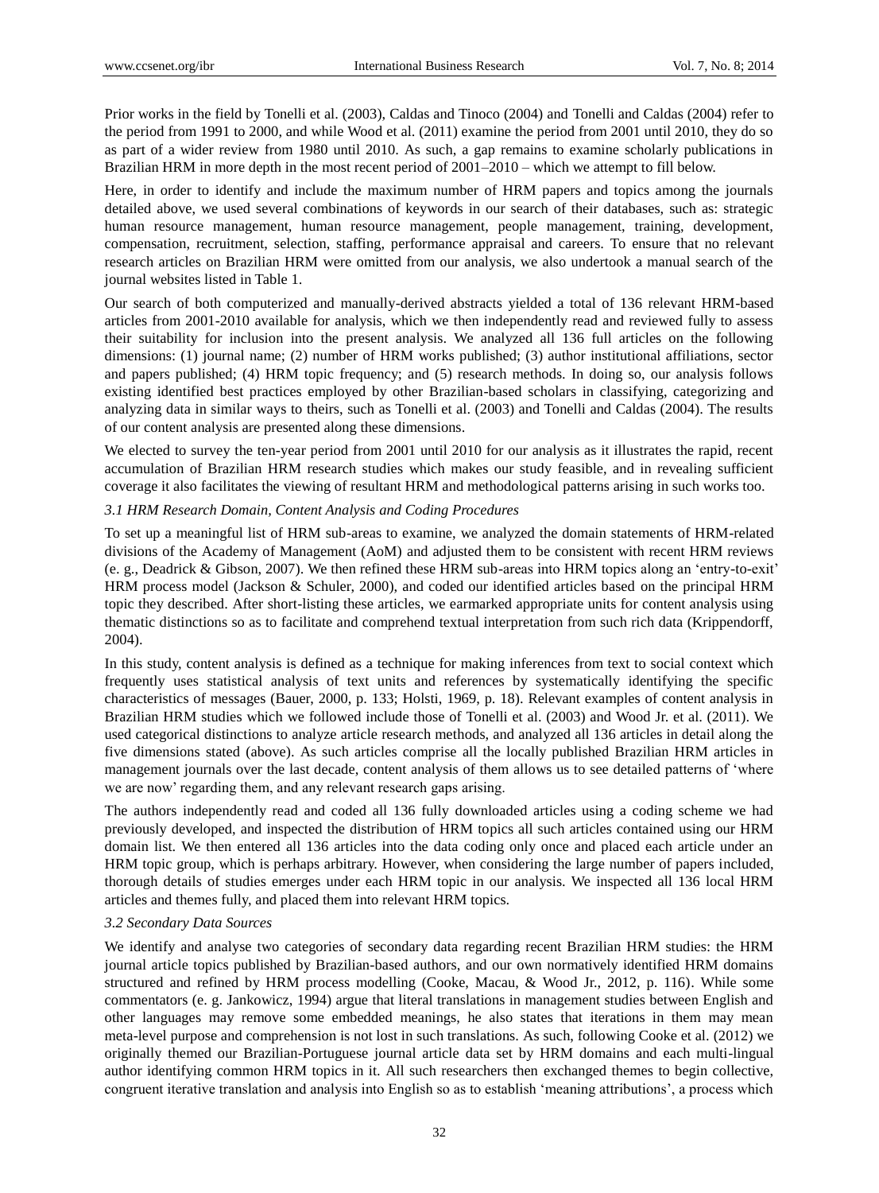Prior works in the field by Tonelli et al. (2003), Caldas and Tinoco (2004) and Tonelli and Caldas (2004) refer to the period from 1991 to 2000, and while Wood et al. (2011) examine the period from 2001 until 2010, they do so as part of a wider review from 1980 until 2010. As such, a gap remains to examine scholarly publications in Brazilian HRM in more depth in the most recent period of 2001–2010 – which we attempt to fill below.

Here, in order to identify and include the maximum number of HRM papers and topics among the journals detailed above, we used several combinations of keywords in our search of their databases, such as: strategic human resource management, human resource management, people management, training, development, compensation, recruitment, selection, staffing, performance appraisal and careers. To ensure that no relevant research articles on Brazilian HRM were omitted from our analysis, we also undertook a manual search of the journal websites listed in Table 1.

Our search of both computerized and manually-derived abstracts yielded a total of 136 relevant HRM-based articles from 2001-2010 available for analysis, which we then independently read and reviewed fully to assess their suitability for inclusion into the present analysis. We analyzed all 136 full articles on the following dimensions: (1) journal name; (2) number of HRM works published; (3) author institutional affiliations, sector and papers published; (4) HRM topic frequency; and (5) research methods. In doing so, our analysis follows existing identified best practices employed by other Brazilian-based scholars in classifying, categorizing and analyzing data in similar ways to theirs, such as Tonelli et al. (2003) and Tonelli and Caldas (2004). The results of our content analysis are presented along these dimensions.

We elected to survey the ten-year period from 2001 until 2010 for our analysis as it illustrates the rapid, recent accumulation of Brazilian HRM research studies which makes our study feasible, and in revealing sufficient coverage it also facilitates the viewing of resultant HRM and methodological patterns arising in such works too.

### *3.1 HRM Research Domain, Content Analysis and Coding Procedures*

To set up a meaningful list of HRM sub-areas to examine, we analyzed the domain statements of HRM-related divisions of the Academy of Management (AoM) and adjusted them to be consistent with recent HRM reviews (e. g., Deadrick & Gibson, 2007). We then refined these HRM sub-areas into HRM topics along an 'entry-to-exit' HRM process model (Jackson & Schuler, 2000), and coded our identified articles based on the principal HRM topic they described. After short-listing these articles, we earmarked appropriate units for content analysis using thematic distinctions so as to facilitate and comprehend textual interpretation from such rich data (Krippendorff, 2004).

In this study, content analysis is defined as a technique for making inferences from text to social context which frequently uses statistical analysis of text units and references by systematically identifying the specific characteristics of messages (Bauer, 2000, p. 133; Holsti, 1969, p. 18). Relevant examples of content analysis in Brazilian HRM studies which we followed include those of Tonelli et al. (2003) and Wood Jr. et al. (2011). We used categorical distinctions to analyze article research methods, and analyzed all 136 articles in detail along the five dimensions stated (above). As such articles comprise all the locally published Brazilian HRM articles in management journals over the last decade, content analysis of them allows us to see detailed patterns of 'where we are now' regarding them, and any relevant research gaps arising.

The authors independently read and coded all 136 fully downloaded articles using a coding scheme we had previously developed, and inspected the distribution of HRM topics all such articles contained using our HRM domain list. We then entered all 136 articles into the data coding only once and placed each article under an HRM topic group, which is perhaps arbitrary. However, when considering the large number of papers included, thorough details of studies emerges under each HRM topic in our analysis. We inspected all 136 local HRM articles and themes fully, and placed them into relevant HRM topics.

### *3.2 Secondary Data Sources*

We identify and analyse two categories of secondary data regarding recent Brazilian HRM studies: the HRM journal article topics published by Brazilian-based authors, and our own normatively identified HRM domains structured and refined by HRM process modelling (Cooke, Macau, & Wood Jr., 2012, p. 116). While some commentators (e. g. Jankowicz, 1994) argue that literal translations in management studies between English and other languages may remove some embedded meanings, he also states that iterations in them may mean meta-level purpose and comprehension is not lost in such translations. As such, following Cooke et al. (2012) we originally themed our Brazilian-Portuguese journal article data set by HRM domains and each multi-lingual author identifying common HRM topics in it. All such researchers then exchanged themes to begin collective, congruent iterative translation and analysis into English so as to establish 'meaning attributions', a process which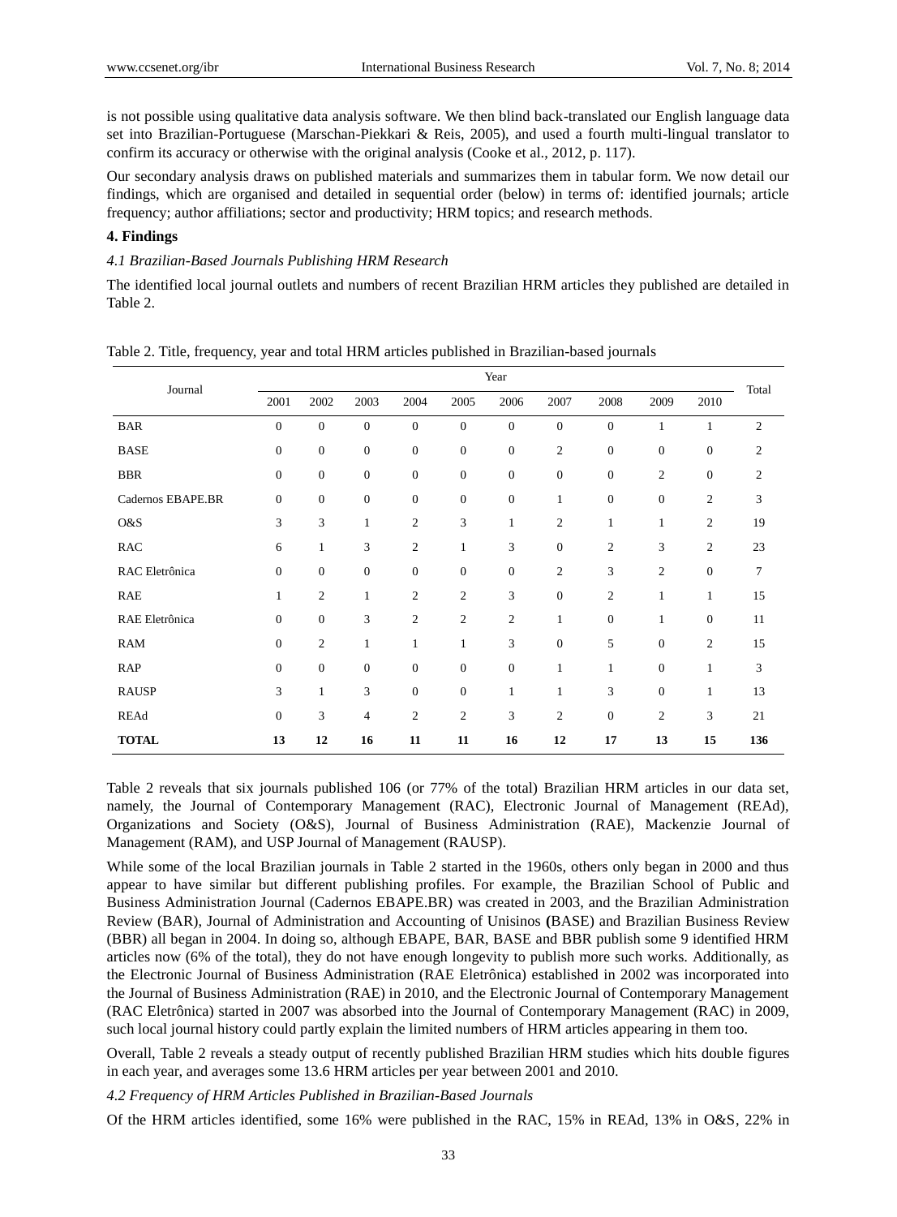is not possible using qualitative data analysis software. We then blind back-translated our English language data set into Brazilian-Portuguese (Marschan-Piekkari & Reis, 2005), and used a fourth multi-lingual translator to confirm its accuracy or otherwise with the original analysis (Cooke et al., 2012, p. 117).

Our secondary analysis draws on published materials and summarizes them in tabular form. We now detail our findings, which are organised and detailed in sequential order (below) in terms of: identified journals; article frequency; author affiliations; sector and productivity; HRM topics; and research methods.

## 4. Findings

### *4.1 Brazilian-Based Journals Publishing HRM Research*

The identified local journal outlets and numbers of recent Brazilian HRM articles they published are detailed in Table 2.

Table 2. Title, frequency, year and total HRM articles published in Brazilian-based journals

| Journal | Year | | | | | | | | | | Total |
|---|---|---|---|---|---|---|---|---|---|---|---|
| | 2001 | 2002 | 2003 | 2004 | 2005 | 2006 | 2007 | 2008 | 2009 | 2010 | |
| BAR | 0 | 0 | 0 | 0 | 0 | 0 | 0 | 0 | 1 | 1 | 2 |
| BASE | 0 | 0 | 0 | 0 | 0 | 0 | 2 | 0 | 0 | 0 | 2 |
| BBR | 0 | 0 | 0 | 0 | 0 | 0 | 0 | 0 | 2 | 0 | 2 |
| Cadernos EBAPE.BR | 0 | 0 | 0 | 0 | 0 | 0 | 1 | 0 | 0 | 2 | 3 |
| O&S | 3 | 3 | 1 | 2 | 3 | 1 | 2 | 1 | 1 | 2 | 19 |
| RAC | 6 | 1 | 3 | 2 | 1 | 3 | 0 | 2 | 3 | 2 | 23 |
| RAC Eletrônica | 0 | 0 | 0 | 0 | 0 | 0 | 2 | 3 | 2 | 0 | 7 |
| RAE | 1 | 2 | 1 | 2 | 2 | 3 | 0 | 2 | 1 | 1 | 15 |
| RAE Eletrônica | 0 | 0 | 3 | 2 | 2 | 2 | 1 | 0 | 1 | 0 | 11 |
| RAM | 0 | 2 | 1 | 1 | 1 | 3 | 0 | 5 | 0 | 2 | 15 |
| RAP | 0 | 0 | 0 | 0 | 0 | 0 | 1 | 1 | 0 | 1 | 3 |
| RAUSP | 3 | 1 | 3 | 0 | 0 | 1 | 1 | 3 | 0 | 1 | 13 |
| REAd | 0 | 3 | 4 | 2 | 2 | 3 | 2 | 0 | 2 | 3 | 21 |
| **TOTAL** | **13** | **12** | **16** | **11** | **11** | **16** | **12** | **17** | **13** | **15** | **136** |

Table 2 reveals that six journals published 106 (or 77% of the total) Brazilian HRM articles in our data set, namely, the Journal of Contemporary Management (RAC), Electronic Journal of Management (REAd), Organizations and Society (O&S), Journal of Business Administration (RAE), Mackenzie Journal of Management (RAM), and USP Journal of Management (RAUSP).

While some of the local Brazilian journals in Table 2 started in the 1960s, others only began in 2000 and thus appear to have similar but different publishing profiles. For example, the Brazilian School of Public and Business Administration Journal (Cadernos EBAPE.BR) was created in 2003, and the Brazilian Administration Review (BAR), Journal of Administration and Accounting of Unisinos **(**BASE) and Brazilian Business Review (BBR) all began in 2004. In doing so, although EBAPE, BAR, BASE and BBR publish some 9 identified HRM articles now (6% of the total), they do not have enough longevity to publish more such works. Additionally, as the Electronic Journal of Business Administration (RAE Eletrônica) established in 2002 was incorporated into the Journal of Business Administration (RAE) in 2010, and the Electronic Journal of Contemporary Management (RAC Eletrônica) started in 2007 was absorbed into the Journal of Contemporary Management (RAC) in 2009, such local journal history could partly explain the limited numbers of HRM articles appearing in them too.

Overall, Table 2 reveals a steady output of recently published Brazilian HRM studies which hits double figures in each year, and averages some 13.6 HRM articles per year between 2001 and 2010.

### *4.2 Frequency of HRM Articles Published in Brazilian-Based Journals*

Of the HRM articles identified, some 16% were published in the RAC, 15% in REAd, 13% in O&S, 22% in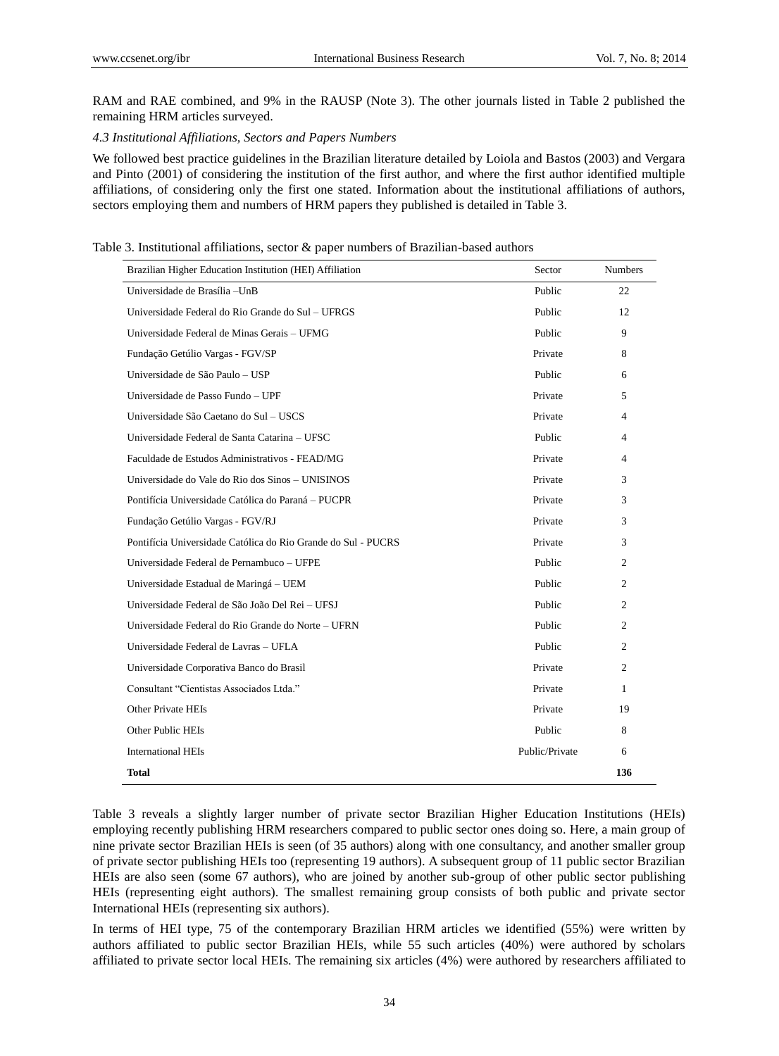RAM and RAE combined, and 9% in the RAUSP (Note 3). The other journals listed in Table 2 published the remaining HRM articles surveyed.

### *4.3 Institutional Affiliations, Sectors and Papers Numbers*

We followed best practice guidelines in the Brazilian literature detailed by Loiola and Bastos (2003) and Vergara and Pinto (2001) of considering the institution of the first author, and where the first author identified multiple affiliations, of considering only the first one stated. Information about the institutional affiliations of authors, sectors employing them and numbers of HRM papers they published is detailed in Table 3.

Table 3. Institutional affiliations, sector & paper numbers of Brazilian-based authors

| Brazilian Higher Education Institution (HEI) Affiliation | Sector | Numbers |
|---|---|---|
| Universidade de Brasília –UnB | Public | 22 |
| Universidade Federal do Rio Grande do Sul – UFRGS | Public | 12 |
| Universidade Federal de Minas Gerais – UFMG | Public | 9 |
| Fundação Getúlio Vargas - FGV/SP | Private | 8 |
| Universidade de São Paulo – USP | Public | 6 |
| Universidade de Passo Fundo – UPF | Private | 5 |
| Universidade São Caetano do Sul – USCS | Private | 4 |
| Universidade Federal de Santa Catarina – UFSC | Public | 4 |
| Faculdade de Estudos Administrativos - FEAD/MG | Private | 4 |
| Universidade do Vale do Rio dos Sinos – UNISINOS | Private | 3 |
| Pontifícia Universidade Católica do Paraná – PUCPR | Private | 3 |
| Fundação Getúlio Vargas - FGV/RJ | Private | 3 |
| Pontifícia Universidade Católica do Rio Grande do Sul - PUCRS | Private | 3 |
| Universidade Federal de Pernambuco – UFPE | Public | 2 |
| Universidade Estadual de Maringá – UEM | Public | 2 |
| Universidade Federal de São João Del Rei – UFSJ | Public | 2 |
| Universidade Federal do Rio Grande do Norte – UFRN | Public | 2 |
| Universidade Federal de Lavras – UFLA | Public | 2 |
| Universidade Corporativa Banco do Brasil | Private | 2 |
| Consultant "Cientistas Associados Ltda." | Private | 1 |
| Other Private HEIs | Private | 19 |
| Other Public HEIs | Public | 8 |
| International HEIs | Public/Private | 6 |
| **Total** | | **136** |

Table 3 reveals a slightly larger number of private sector Brazilian Higher Education Institutions (HEIs) employing recently publishing HRM researchers compared to public sector ones doing so. Here, a main group of nine private sector Brazilian HEIs is seen (of 35 authors) along with one consultancy, and another smaller group of private sector publishing HEIs too (representing 19 authors). A subsequent group of 11 public sector Brazilian HEIs are also seen (some 67 authors), who are joined by another sub-group of other public sector publishing HEIs (representing eight authors). The smallest remaining group consists of both public and private sector International HEIs (representing six authors).

In terms of HEI type, 75 of the contemporary Brazilian HRM articles we identified (55%) were written by authors affiliated to public sector Brazilian HEIs, while 55 such articles (40%) were authored by scholars affiliated to private sector local HEIs. The remaining six articles (4%) were authored by researchers affiliated to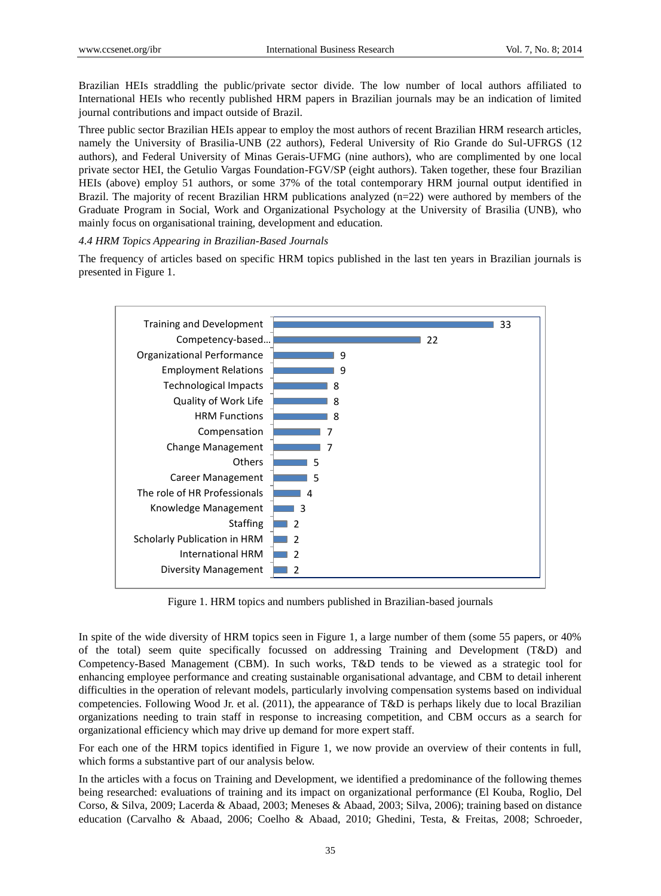Brazilian HEIs straddling the public/private sector divide. The low number of local authors affiliated to International HEIs who recently published HRM papers in Brazilian journals may be an indication of limited journal contributions and impact outside of Brazil.

Three public sector Brazilian HEIs appear to employ the most authors of recent Brazilian HRM research articles, namely the University of Brasilia-UNB (22 authors), Federal University of Rio Grande do Sul-UFRGS (12 authors), and Federal University of Minas Gerais-UFMG (nine authors), who are complimented by one local private sector HEI, the Getulio Vargas Foundation-FGV/SP (eight authors). Taken together, these four Brazilian HEIs (above) employ 51 authors, or some 37% of the total contemporary HRM journal output identified in Brazil. The majority of recent Brazilian HRM publications analyzed (n=22) were authored by members of the Graduate Program in Social, Work and Organizational Psychology at the University of Brasilia (UNB), who mainly focus on organisational training, development and education.

### *4.4 HRM Topics Appearing in Brazilian-Based Journals*

The frequency of articles based on specific HRM topics published in the last ten years in Brazilian journals is presented in Figure 1.

| Topic | Number |
|---|---|
| Training and Development | 33 |
| Competency-based… | 22 |
| Organizational Performance | 9 |
| Employment Relations | 9 |
| Technological Impacts | 8 |
| Quality of Work Life | 8 |
| HRM Functions | 8 |
| Compensation | 7 |
| Change Management | 7 |
| Others | 5 |
| Career Management | 5 |
| The role of HR Professionals | 4 |
| Knowledge Management | 3 |
| Staffing | 2 |
| Scholarly Publication in HRM | 2 |
| International HRM | 2 |
| Diversity Management | 2 |

Figure 1. HRM topics and numbers published in Brazilian-based journals

In spite of the wide diversity of HRM topics seen in Figure 1, a large number of them (some 55 papers, or 40% of the total) seem quite specifically focussed on addressing Training and Development (T&D) and Competency-Based Management (CBM). In such works, T&D tends to be viewed as a strategic tool for enhancing employee performance and creating sustainable organisational advantage, and CBM to detail inherent difficulties in the operation of relevant models, particularly involving compensation systems based on individual competencies. Following Wood Jr. et al. (2011), the appearance of T&D is perhaps likely due to local Brazilian organizations needing to train staff in response to increasing competition, and CBM occurs as a search for organizational efficiency which may drive up demand for more expert staff.

For each one of the HRM topics identified in Figure 1, we now provide an overview of their contents in full, which forms a substantive part of our analysis below.

In the articles with a focus on Training and Development, we identified a predominance of the following themes being researched: evaluations of training and its impact on organizational performance (El Kouba, Roglio, Del Corso, & Silva, 2009; Lacerda & Abaad, 2003; Meneses & Abaad, 2003; Silva, 2006); training based on distance education (Carvalho & Abaad, 2006; Coelho & Abaad, 2010; Ghedini, Testa, & Freitas, 2008; Schroeder,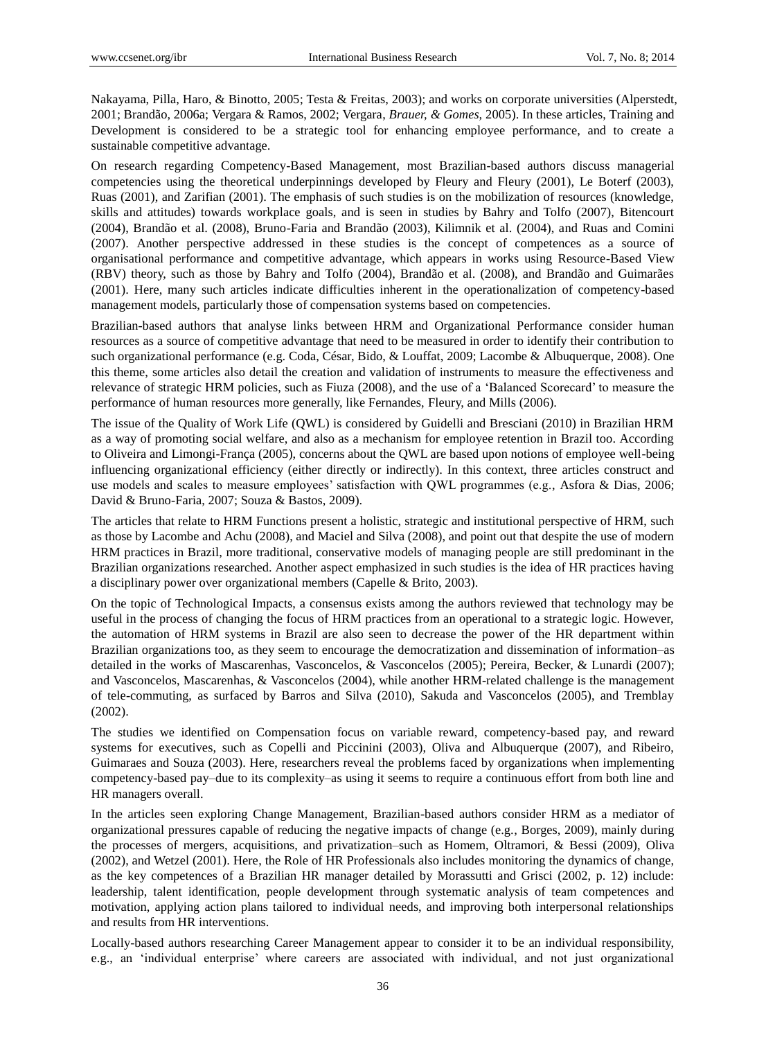Nakayama, Pilla, Haro, & Binotto, 2005; Testa & Freitas, 2003); and works on corporate universities (Alperstedt, 2001; Brandão, 2006a; Vergara & Ramos, 2002; Vergara, *Brauer, & Gomes,* 2005). In these articles, Training and Development is considered to be a strategic tool for enhancing employee performance, and to create a sustainable competitive advantage.

On research regarding Competency-Based Management, most Brazilian-based authors discuss managerial competencies using the theoretical underpinnings developed by Fleury and Fleury (2001), Le Boterf (2003), Ruas (2001), and Zarifian (2001). The emphasis of such studies is on the mobilization of resources (knowledge, skills and attitudes) towards workplace goals, and is seen in studies by Bahry and Tolfo (2007), Bitencourt (2004), Brandão et al. (2008), Bruno-Faria and Brandão (2003), Kilimnik et al. (2004), and Ruas and Comini (2007). Another perspective addressed in these studies is the concept of competences as a source of organisational performance and competitive advantage, which appears in works using Resource-Based View (RBV) theory, such as those by Bahry and Tolfo (2004), Brandão et al. (2008), and Brandão and Guimarães (2001). Here, many such articles indicate difficulties inherent in the operationalization of competency-based management models, particularly those of compensation systems based on competencies.

Brazilian-based authors that analyse links between HRM and Organizational Performance consider human resources as a source of competitive advantage that need to be measured in order to identify their contribution to such organizational performance (e.g. Coda, César, Bido, & Louffat, 2009; Lacombe & Albuquerque, 2008). One this theme, some articles also detail the creation and validation of instruments to measure the effectiveness and relevance of strategic HRM policies, such as Fiuza (2008), and the use of a 'Balanced Scorecard' to measure the performance of human resources more generally, like Fernandes, Fleury, and Mills (2006).

The issue of the Quality of Work Life (QWL) is considered by Guidelli and Bresciani (2010) in Brazilian HRM as a way of promoting social welfare, and also as a mechanism for employee retention in Brazil too. According to Oliveira and Limongi-França (2005), concerns about the QWL are based upon notions of employee well-being influencing organizational efficiency (either directly or indirectly). In this context, three articles construct and use models and scales to measure employees' satisfaction with QWL programmes (e.g., Asfora & Dias, 2006; David & Bruno-Faria, 2007; Souza & Bastos, 2009).

The articles that relate to HRM Functions present a holistic, strategic and institutional perspective of HRM, such as those by Lacombe and Achu (2008), and Maciel and Silva (2008), and point out that despite the use of modern HRM practices in Brazil, more traditional, conservative models of managing people are still predominant in the Brazilian organizations researched. Another aspect emphasized in such studies is the idea of HR practices having a disciplinary power over organizational members (Capelle & Brito, 2003).

On the topic of Technological Impacts, a consensus exists among the authors reviewed that technology may be useful in the process of changing the focus of HRM practices from an operational to a strategic logic. However, the automation of HRM systems in Brazil are also seen to decrease the power of the HR department within Brazilian organizations too, as they seem to encourage the democratization and dissemination of information–as detailed in the works of Mascarenhas, Vasconcelos, & Vasconcelos (2005); Pereira, Becker, & Lunardi (2007); and Vasconcelos, Mascarenhas, & Vasconcelos (2004), while another HRM-related challenge is the management of tele-commuting, as surfaced by Barros and Silva (2010), Sakuda and Vasconcelos (2005), and Tremblay (2002).

The studies we identified on Compensation focus on variable reward, competency-based pay, and reward systems for executives, such as Copelli and Piccinini (2003), Oliva and Albuquerque (2007), and Ribeiro, Guimaraes and Souza (2003). Here, researchers reveal the problems faced by organizations when implementing competency-based pay–due to its complexity–as using it seems to require a continuous effort from both line and HR managers overall.

In the articles seen exploring Change Management, Brazilian-based authors consider HRM as a mediator of organizational pressures capable of reducing the negative impacts of change (e.g., Borges, 2009), mainly during the processes of mergers, acquisitions, and privatization–such as Homem, Oltramori, & Bessi (2009), Oliva (2002), and Wetzel (2001). Here, the Role of HR Professionals also includes monitoring the dynamics of change, as the key competences of a Brazilian HR manager detailed by Morassutti and Grisci (2002, p. 12) include: leadership, talent identification, people development through systematic analysis of team competences and motivation, applying action plans tailored to individual needs, and improving both interpersonal relationships and results from HR interventions.

Locally-based authors researching Career Management appear to consider it to be an individual responsibility, e.g., an 'individual enterprise' where careers are associated with individual, and not just organizational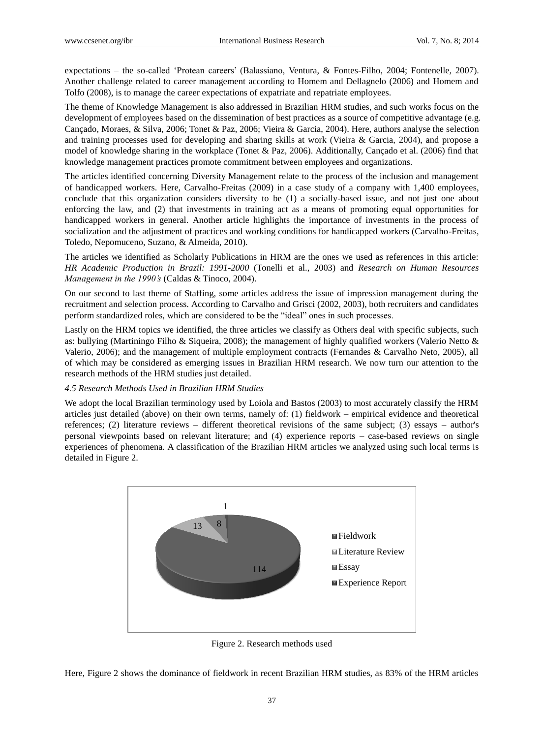expectations – the so-called 'Protean careers' (Balassiano, Ventura, & Fontes-Filho, 2004; Fontenelle, 2007). Another challenge related to career management according to Homem and Dellagnelo (2006) and Homem and Tolfo (2008), is to manage the career expectations of expatriate and repatriate employees.

The theme of Knowledge Management is also addressed in Brazilian HRM studies, and such works focus on the development of employees based on the dissemination of best practices as a source of competitive advantage (e.g. Cançado, Moraes, & Silva, 2006; Tonet & Paz, 2006; Vieira & Garcia, 2004). Here, authors analyse the selection and training processes used for developing and sharing skills at work (Vieira & Garcia, 2004), and propose a model of knowledge sharing in the workplace (Tonet & Paz, 2006). Additionally, Cançado et al. (2006) find that knowledge management practices promote commitment between employees and organizations.

The articles identified concerning Diversity Management relate to the process of the inclusion and management of handicapped workers. Here, Carvalho-Freitas (2009) in a case study of a company with 1,400 employees, conclude that this organization considers diversity to be (1) a socially-based issue, and not just one about enforcing the law, and (2) that investments in training act as a means of promoting equal opportunities for handicapped workers in general. Another article highlights the importance of investments in the process of socialization and the adjustment of practices and working conditions for handicapped workers (Carvalho-Freitas, Toledo, Nepomuceno, Suzano, & Almeida, 2010).

The articles we identified as Scholarly Publications in HRM are the ones we used as references in this article: *HR Academic Production in Brazil: 1991-2000* (Tonelli et al., 2003) and *Research on Human Resources Management in the 1990's* (Caldas & Tinoco, 2004).

On our second to last theme of Staffing, some articles address the issue of impression management during the recruitment and selection process. According to Carvalho and Grisci (2002, 2003), both recruiters and candidates perform standardized roles, which are considered to be the "ideal" ones in such processes.

Lastly on the HRM topics we identified, the three articles we classify as Others deal with specific subjects, such as: bullying (Martiningo Filho & Siqueira, 2008); the management of highly qualified workers (Valerio Netto & Valerio, 2006); and the management of multiple employment contracts (Fernandes & Carvalho Neto, 2005), all of which may be considered as emerging issues in Brazilian HRM research. We now turn our attention to the research methods of the HRM studies just detailed.

*4.5 Research Methods Used in Brazilian HRM Studies*

We adopt the local Brazilian terminology used by Loiola and Bastos (2003) to most accurately classify the HRM articles just detailed (above) on their own terms, namely of: (1) fieldwork – empirical evidence and theoretical references; (2) literature reviews – different theoretical revisions of the same subject; (3) essays – author's personal viewpoints based on relevant literature; and (4) experience reports – case-based reviews on single experiences of phenomena. A classification of the Brazilian HRM articles we analyzed using such local terms is detailed in Figure 2.

| Research method | Number of articles |
|---|---|
| Fieldwork | 114 |
| Literature Review | 13 |
| Essay | 8 |
| Experience Report | 1 |

Figure 2. Research methods used

Here, Figure 2 shows the dominance of fieldwork in recent Brazilian HRM studies, as 83% of the HRM articles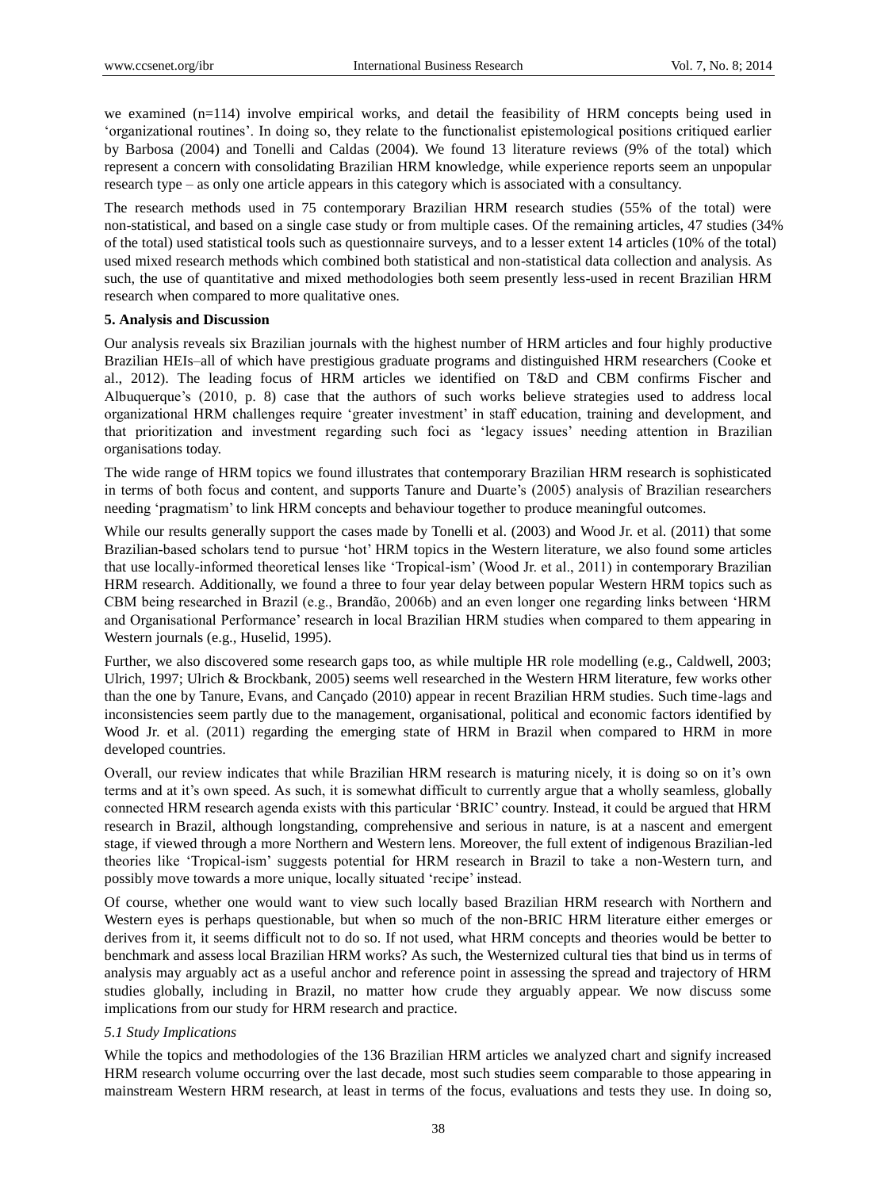we examined (n=114) involve empirical works, and detail the feasibility of HRM concepts being used in 'organizational routines'. In doing so, they relate to the functionalist epistemological positions critiqued earlier by Barbosa (2004) and Tonelli and Caldas (2004). We found 13 literature reviews (9% of the total) which represent a concern with consolidating Brazilian HRM knowledge, while experience reports seem an unpopular research type – as only one article appears in this category which is associated with a consultancy.

The research methods used in 75 contemporary Brazilian HRM research studies (55% of the total) were non-statistical, and based on a single case study or from multiple cases. Of the remaining articles, 47 studies (34% of the total) used statistical tools such as questionnaire surveys, and to a lesser extent 14 articles (10% of the total) used mixed research methods which combined both statistical and non-statistical data collection and analysis. As such, the use of quantitative and mixed methodologies both seem presently less-used in recent Brazilian HRM research when compared to more qualitative ones.

**5. Analysis and Discussion**

Our analysis reveals six Brazilian journals with the highest number of HRM articles and four highly productive Brazilian HEIs–all of which have prestigious graduate programs and distinguished HRM researchers (Cooke et al., 2012). The leading focus of HRM articles we identified on T&D and CBM confirms Fischer and Albuquerque's (2010, p. 8) case that the authors of such works believe strategies used to address local organizational HRM challenges require 'greater investment' in staff education, training and development, and that prioritization and investment regarding such foci as 'legacy issues' needing attention in Brazilian organisations today.

The wide range of HRM topics we found illustrates that contemporary Brazilian HRM research is sophisticated in terms of both focus and content, and supports Tanure and Duarte's (2005) analysis of Brazilian researchers needing 'pragmatism' to link HRM concepts and behaviour together to produce meaningful outcomes.

While our results generally support the cases made by Tonelli et al. (2003) and Wood Jr. et al. (2011) that some Brazilian-based scholars tend to pursue 'hot' HRM topics in the Western literature, we also found some articles that use locally-informed theoretical lenses like 'Tropical-ism' (Wood Jr. et al., 2011) in contemporary Brazilian HRM research. Additionally, we found a three to four year delay between popular Western HRM topics such as CBM being researched in Brazil (e.g., Brandão, 2006b) and an even longer one regarding links between 'HRM and Organisational Performance' research in local Brazilian HRM studies when compared to them appearing in Western journals (e.g., Huselid, 1995).

Further, we also discovered some research gaps too, as while multiple HR role modelling (e.g., Caldwell, 2003; Ulrich, 1997; Ulrich & Brockbank, 2005) seems well researched in the Western HRM literature, few works other than the one by Tanure, Evans, and Cançado (2010) appear in recent Brazilian HRM studies. Such time-lags and inconsistencies seem partly due to the management, organisational, political and economic factors identified by Wood Jr. et al. (2011) regarding the emerging state of HRM in Brazil when compared to HRM in more developed countries.

Overall, our review indicates that while Brazilian HRM research is maturing nicely, it is doing so on it's own terms and at it's own speed. As such, it is somewhat difficult to currently argue that a wholly seamless, globally connected HRM research agenda exists with this particular 'BRIC' country. Instead, it could be argued that HRM research in Brazil, although longstanding, comprehensive and serious in nature, is at a nascent and emergent stage, if viewed through a more Northern and Western lens. Moreover, the full extent of indigenous Brazilian-led theories like 'Tropical-ism' suggests potential for HRM research in Brazil to take a non-Western turn, and possibly move towards a more unique, locally situated 'recipe' instead.

Of course, whether one would want to view such locally based Brazilian HRM research with Northern and Western eyes is perhaps questionable, but when so much of the non-BRIC HRM literature either emerges or derives from it, it seems difficult not to do so. If not used, what HRM concepts and theories would be better to benchmark and assess local Brazilian HRM works? As such, the Westernized cultural ties that bind us in terms of analysis may arguably act as a useful anchor and reference point in assessing the spread and trajectory of HRM studies globally, including in Brazil, no matter how crude they arguably appear. We now discuss some implications from our study for HRM research and practice.

*5.1 Study Implications*

While the topics and methodologies of the 136 Brazilian HRM articles we analyzed chart and signify increased HRM research volume occurring over the last decade, most such studies seem comparable to those appearing in mainstream Western HRM research, at least in terms of the focus, evaluations and tests they use. In doing so,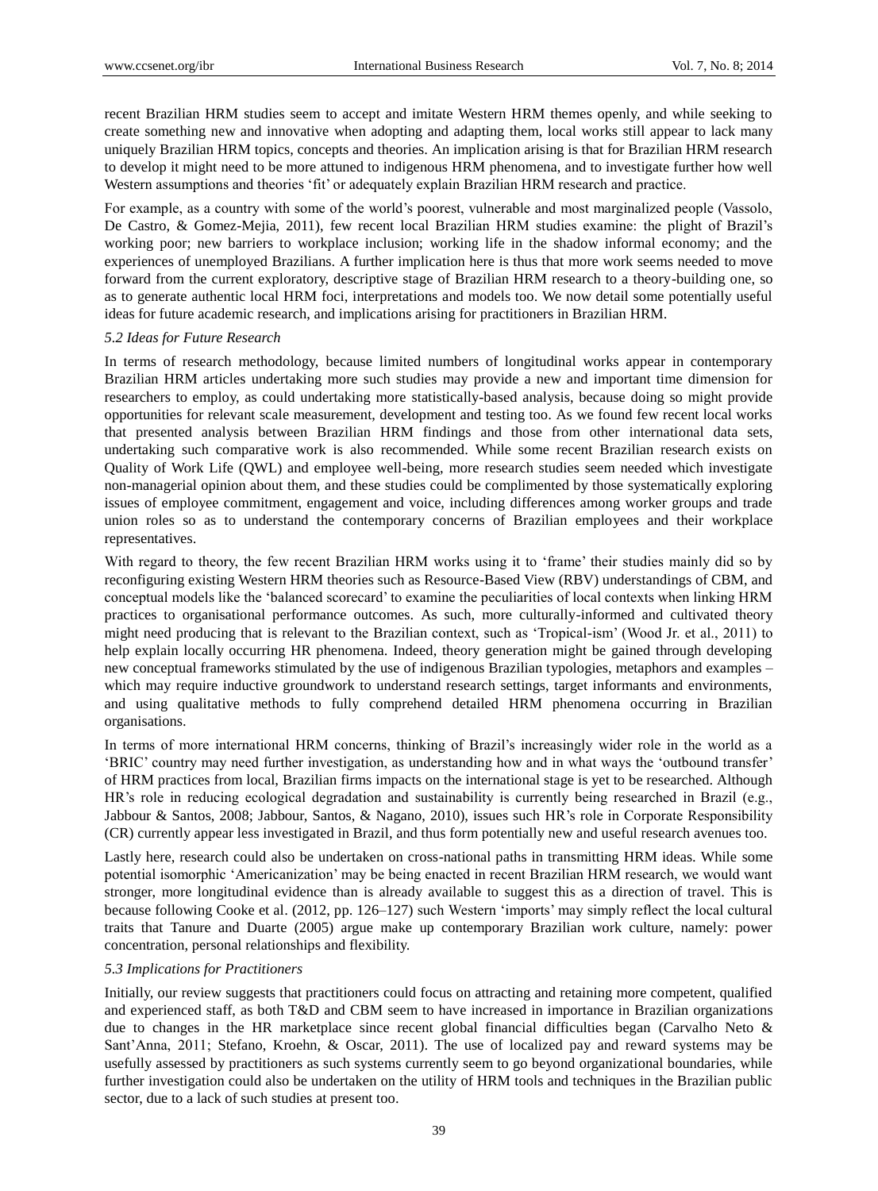recent Brazilian HRM studies seem to accept and imitate Western HRM themes openly, and while seeking to create something new and innovative when adopting and adapting them, local works still appear to lack many uniquely Brazilian HRM topics, concepts and theories. An implication arising is that for Brazilian HRM research to develop it might need to be more attuned to indigenous HRM phenomena, and to investigate further how well Western assumptions and theories 'fit' or adequately explain Brazilian HRM research and practice.

For example, as a country with some of the world's poorest, vulnerable and most marginalized people (Vassolo, De Castro, & Gomez-Mejia, 2011), few recent local Brazilian HRM studies examine: the plight of Brazil's working poor; new barriers to workplace inclusion; working life in the shadow informal economy; and the experiences of unemployed Brazilians. A further implication here is thus that more work seems needed to move forward from the current exploratory, descriptive stage of Brazilian HRM research to a theory-building one, so as to generate authentic local HRM foci, interpretations and models too. We now detail some potentially useful ideas for future academic research, and implications arising for practitioners in Brazilian HRM.

### *5.2 Ideas for Future Research*

In terms of research methodology, because limited numbers of longitudinal works appear in contemporary Brazilian HRM articles undertaking more such studies may provide a new and important time dimension for researchers to employ, as could undertaking more statistically-based analysis, because doing so might provide opportunities for relevant scale measurement, development and testing too. As we found few recent local works that presented analysis between Brazilian HRM findings and those from other international data sets, undertaking such comparative work is also recommended. While some recent Brazilian research exists on Quality of Work Life (QWL) and employee well-being, more research studies seem needed which investigate non-managerial opinion about them, and these studies could be complimented by those systematically exploring issues of employee commitment, engagement and voice, including differences among worker groups and trade union roles so as to understand the contemporary concerns of Brazilian employees and their workplace representatives.

With regard to theory, the few recent Brazilian HRM works using it to 'frame' their studies mainly did so by reconfiguring existing Western HRM theories such as Resource-Based View (RBV) understandings of CBM, and conceptual models like the 'balanced scorecard' to examine the peculiarities of local contexts when linking HRM practices to organisational performance outcomes. As such, more culturally-informed and cultivated theory might need producing that is relevant to the Brazilian context, such as 'Tropical-ism' (Wood Jr. et al., 2011) to help explain locally occurring HR phenomena. Indeed, theory generation might be gained through developing new conceptual frameworks stimulated by the use of indigenous Brazilian typologies, metaphors and examples – which may require inductive groundwork to understand research settings, target informants and environments, and using qualitative methods to fully comprehend detailed HRM phenomena occurring in Brazilian organisations.

In terms of more international HRM concerns, thinking of Brazil's increasingly wider role in the world as a 'BRIC' country may need further investigation, as understanding how and in what ways the 'outbound transfer' of HRM practices from local, Brazilian firms impacts on the international stage is yet to be researched. Although HR's role in reducing ecological degradation and sustainability is currently being researched in Brazil (e.g., Jabbour & Santos, 2008; Jabbour, Santos, & Nagano, 2010), issues such HR's role in Corporate Responsibility (CR) currently appear less investigated in Brazil, and thus form potentially new and useful research avenues too.

Lastly here, research could also be undertaken on cross-national paths in transmitting HRM ideas. While some potential isomorphic 'Americanization' may be being enacted in recent Brazilian HRM research, we would want stronger, more longitudinal evidence than is already available to suggest this as a direction of travel. This is because following Cooke et al. (2012, pp. 126–127) such Western 'imports' may simply reflect the local cultural traits that Tanure and Duarte (2005) argue make up contemporary Brazilian work culture, namely: power concentration, personal relationships and flexibility.

### *5.3 Implications for Practitioners*

Initially, our review suggests that practitioners could focus on attracting and retaining more competent, qualified and experienced staff, as both T&D and CBM seem to have increased in importance in Brazilian organizations due to changes in the HR marketplace since recent global financial difficulties began (Carvalho Neto & Sant'Anna, 2011; Stefano, Kroehn, & Oscar, 2011). The use of localized pay and reward systems may be usefully assessed by practitioners as such systems currently seem to go beyond organizational boundaries, while further investigation could also be undertaken on the utility of HRM tools and techniques in the Brazilian public sector, due to a lack of such studies at present too.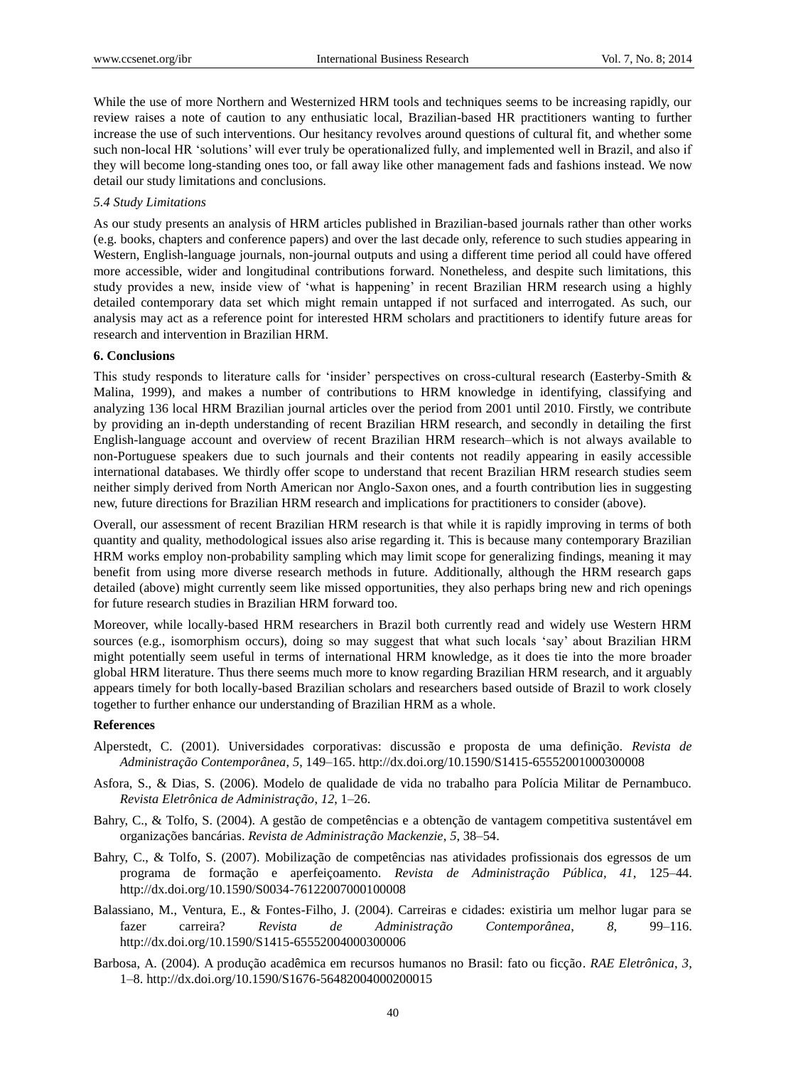While the use of more Northern and Westernized HRM tools and techniques seems to be increasing rapidly, our review raises a note of caution to any enthusiatic local, Brazilian-based HR practitioners wanting to further increase the use of such interventions. Our hesitancy revolves around questions of cultural fit, and whether some such non-local HR 'solutions' will ever truly be operationalized fully, and implemented well in Brazil, and also if they will become long-standing ones too, or fall away like other management fads and fashions instead. We now detail our study limitations and conclusions.

### *5.4 Study Limitations*

As our study presents an analysis of HRM articles published in Brazilian-based journals rather than other works (e.g. books, chapters and conference papers) and over the last decade only, reference to such studies appearing in Western, English-language journals, non-journal outputs and using a different time period all could have offered more accessible, wider and longitudinal contributions forward. Nonetheless, and despite such limitations, this study provides a new, inside view of 'what is happening' in recent Brazilian HRM research using a highly detailed contemporary data set which might remain untapped if not surfaced and interrogated. As such, our analysis may act as a reference point for interested HRM scholars and practitioners to identify future areas for research and intervention in Brazilian HRM.

## 6. Conclusions

This study responds to literature calls for 'insider' perspectives on cross-cultural research (Easterby-Smith & Malina, 1999), and makes a number of contributions to HRM knowledge in identifying, classifying and analyzing 136 local HRM Brazilian journal articles over the period from 2001 until 2010. Firstly, we contribute by providing an in-depth understanding of recent Brazilian HRM research, and secondly in detailing the first English-language account and overview of recent Brazilian HRM research–which is not always available to non-Portuguese speakers due to such journals and their contents not readily appearing in easily accessible international databases. We thirdly offer scope to understand that recent Brazilian HRM research studies seem neither simply derived from North American nor Anglo-Saxon ones, and a fourth contribution lies in suggesting new, future directions for Brazilian HRM research and implications for practitioners to consider (above).

Overall, our assessment of recent Brazilian HRM research is that while it is rapidly improving in terms of both quantity and quality, methodological issues also arise regarding it. This is because many contemporary Brazilian HRM works employ non-probability sampling which may limit scope for generalizing findings, meaning it may benefit from using more diverse research methods in future. Additionally, although the HRM research gaps detailed (above) might currently seem like missed opportunities, they also perhaps bring new and rich openings for future research studies in Brazilian HRM forward too.

Moreover, while locally-based HRM researchers in Brazil both currently read and widely use Western HRM sources (e.g., isomorphism occurs), doing so may suggest that what such locals 'say' about Brazilian HRM might potentially seem useful in terms of international HRM knowledge, as it does tie into the more broader global HRM literature. Thus there seems much more to know regarding Brazilian HRM research, and it arguably appears timely for both locally-based Brazilian scholars and researchers based outside of Brazil to work closely together to further enhance our understanding of Brazilian HRM as a whole.

## References

Alperstedt, C. (2001). Universidades corporativas: discussão e proposta de uma definição. *Revista de Administração Contemporânea*, *5*, 149–165. http://dx.doi.org/10.1590/S1415-65552001000300008

Asfora, S., & Dias, S. (2006). Modelo de qualidade de vida no trabalho para Polícia Militar de Pernambuco. *Revista Eletrônica de Administração*, *12*, 1–26.

Bahry, C., & Tolfo, S. (2004). A gestão de competências e a obtenção de vantagem competitiva sustentável em organizações bancárias. *Revista de Administração Mackenzie*, *5*, 38–54.

Bahry, C., & Tolfo, S. (2007). Mobilização de competências nas atividades profissionais dos egressos de um programa de formação e aperfeiçoamento. *Revista de Administração Pública*, *41*, 125–44. http://dx.doi.org/10.1590/S0034-76122007000100008

Balassiano, M., Ventura, E., & Fontes-Filho, J. (2004). Carreiras e cidades: existiria um melhor lugar para se fazer carreira? *Revista de Administração Contemporânea*, *8*, 99–116. http://dx.doi.org/10.1590/S1415-65552004000300006

Barbosa, A. (2004). A produção acadêmica em recursos humanos no Brasil: fato ou ficção. *RAE Eletrônica*, *3*, 1–8. http://dx.doi.org/10.1590/S1676-56482004000200015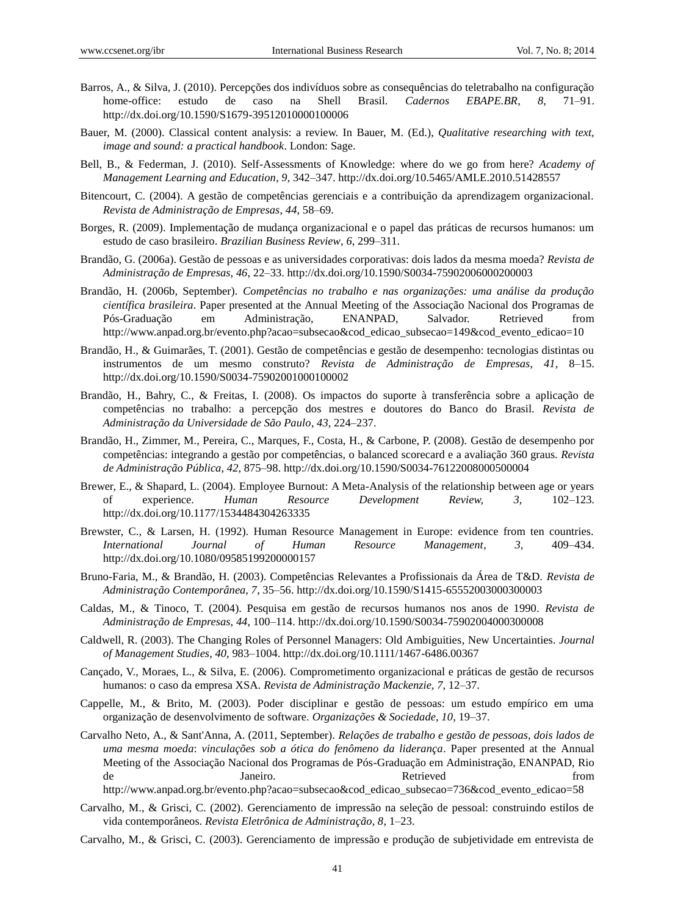Barros, A., & Silva, J. (2010). Percepções dos indivíduos sobre as consequências do teletrabalho na configuração home-office: estudo de caso na Shell Brasil. *Cadernos EBAPE.BR*, *8*, 71–91. http://dx.doi.org/10.1590/S1679-39512010000100006

Bauer, M. (2000). Classical content analysis: a review. In Bauer, M. (Ed.), *Qualitative researching with text, image and sound: a practical handbook*. London: Sage.

Bell, B., & Federman, J. (2010). Self-Assessments of Knowledge: where do we go from here? *Academy of Management Learning and Education*, *9*, 342–347. http://dx.doi.org/10.5465/AMLE.2010.51428557

Bitencourt, C. (2004). A gestão de competências gerenciais e a contribuição da aprendizagem organizacional. *Revista de Administração de Empresas*, *44*, 58–69.

Borges, R. (2009). Implementação de mudança organizacional e o papel das práticas de recursos humanos: um estudo de caso brasileiro. *Brazilian Business Review*, *6*, 299–311.

Brandão, G. (2006a). Gestão de pessoas e as universidades corporativas: dois lados da mesma moeda? *Revista de Administração de Empresas, 46*, 22–33. http://dx.doi.org/10.1590/S0034-75902006000200003

Brandão, H. (2006b, September). *Competências no trabalho e nas organizações: uma análise da produção científica brasileira*. Paper presented at the Annual Meeting of the Associação Nacional dos Programas de Pós-Graduação em Administração, ENANPAD, Salvador. Retrieved from http://www.anpad.org.br/evento.php?acao=subsecao&cod_edicao_subsecao=149&cod_evento_edicao=10

Brandão, H., & Guimarães, T. (2001). Gestão de competências e gestão de desempenho: tecnologias distintas ou instrumentos de um mesmo construto? *Revista de Administração de Empresas*, *41*, 8–15. http://dx.doi.org/10.1590/S0034-75902001000100002

Brandão, H., Bahry, C., & Freitas, I. (2008). Os impactos do suporte à transferência sobre a aplicação de competências no trabalho: a percepção dos mestres e doutores do Banco do Brasil. *Revista de Administração da Universidade de São Paulo*, *43*, 224–237.

Brandão, H., Zimmer, M., Pereira, C., Marques, F., Costa, H., & Carbone, P. (2008). Gestão de desempenho por competências: integrando a gestão por competências, o balanced scorecard e a avaliação 360 graus. *Revista de Administração Pública, 42*, 875–98. http://dx.doi.org/10.1590/S0034-76122008000500004

Brewer, E., & Shapard, L. (2004). Employee Burnout: A Meta-Analysis of the relationship between age or years of experience. *Human Resource Development Review, 3*, 102–123. http://dx.doi.org/10.1177/1534484304263335

Brewster, C., & Larsen, H. (1992). Human Resource Management in Europe: evidence from ten countries. *International Journal of Human Resource Management*, *3*, 409–434. http://dx.doi.org/10.1080/09585199200000157

Bruno-Faria, M., & Brandão, H. (2003). Competências Relevantes a Profissionais da Área de T&D. *Revista de Administração Contemporânea, 7*, 35–56. http://dx.doi.org/10.1590/S1415-65552003000300003

Caldas, M., & Tinoco, T. (2004). Pesquisa em gestão de recursos humanos nos anos de 1990. *Revista de Administração de Empresas, 44*, 100–114. http://dx.doi.org/10.1590/S0034-75902004000300008

Caldwell, R. (2003). The Changing Roles of Personnel Managers: Old Ambiguities, New Uncertainties. *Journal of Management Studies*, *40*, 983–1004. http://dx.doi.org/10.1111/1467-6486.00367

Cançado, V., Moraes, L., & Silva, E. (2006). Comprometimento organizacional e práticas de gestão de recursos humanos: o caso da empresa XSA. *Revista de Administração Mackenzie, 7*, 12–37.

Cappelle, M., & Brito, M. (2003). Poder disciplinar e gestão de pessoas: um estudo empírico em uma organização de desenvolvimento de software. *Organizações & Sociedade, 10*, 19–37.

Carvalho Neto, A., & Sant'Anna, A. (2011, September). *Relações de trabalho e gestão de pessoas, dois lados de uma mesma moeda*: *vinculações sob a ótica do fenômeno da liderança*. Paper presented at the Annual Meeting of the Associação Nacional dos Programas de Pós-Graduação em Administração, ENANPAD, Rio de Janeiro. Retrieved from http://www.anpad.org.br/evento.php?acao=subsecao&cod_edicao_subsecao=736&cod_evento_edicao=58

Carvalho, M., & Grisci, C. (2002). Gerenciamento de impressão na seleção de pessoal: construindo estilos de vida contemporâneos. *Revista Eletrônica de Administração, 8*, 1–23.

Carvalho, M., & Grisci, C. (2003). Gerenciamento de impressão e produção de subjetividade em entrevista de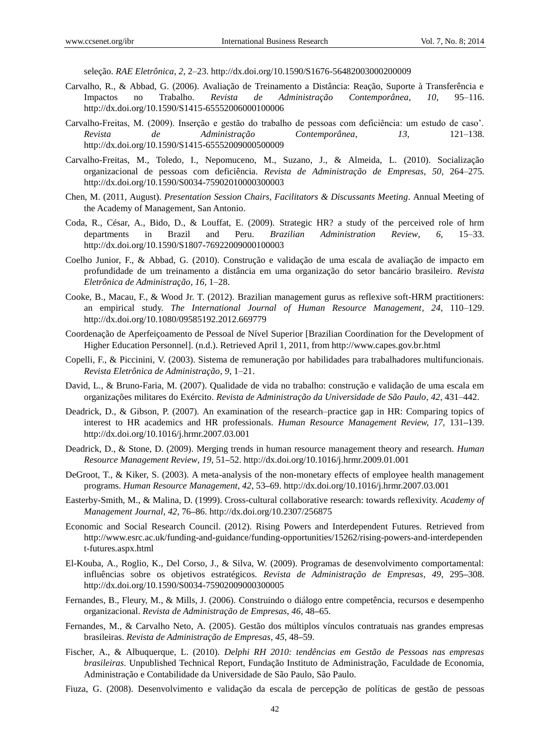seleção. *RAE Eletrônica*, *2*, 2–23. http://dx.doi.org/10.1590/S1676-56482003000200009

Carvalho, R., & Abbad, G. (2006). Avaliação de Treinamento a Distância: Reação, Suporte à Transferência e Impactos no Trabalho. *Revista de Administração Contemporânea*, *10*, 95–116. http://dx.doi.org/10.1590/S1415-65552006000100006

Carvalho-Freitas, M. (2009). Inserção e gestão do trabalho de pessoas com deficiência: um estudo de caso'. *Revista de Administração Contemporânea*, *13*, 121–138. http://dx.doi.org/10.1590/S1415-65552009000500009

Carvalho-Freitas, M., Toledo, I., Nepomuceno, M., Suzano, J., & Almeida, L. (2010). Socialização organizacional de pessoas com deficiência. *Revista de Administração de Empresas*, *50*, 264–275. http://dx.doi.org/10.1590/S0034-75902010000300003

Chen, M. (2011, August). *Presentation Session Chairs, Facilitators & Discussants Meeting*. Annual Meeting of the Academy of Management, San Antonio.

Coda, R., César, A., Bido, D., & Louffat, E. (2009). Strategic HR? a study of the perceived role of hrm departments in Brazil and Peru. *Brazilian Administration Review*, *6*, 15–33. http://dx.doi.org/10.1590/S1807-76922009000100003

Coelho Junior, F., & Abbad, G. (2010). Construção e validação de uma escala de avaliação de impacto em profundidade de um treinamento a distância em uma organização do setor bancário brasileiro. *Revista Eletrônica de Administração*, *16*, 1–28.

Cooke, B., Macau, F., & Wood Jr. T. (2012). Brazilian management gurus as reflexive soft-HRM practitioners: an empirical study. *The International Journal of Human Resource Management*, *24*, 110–129. http://dx.doi.org/10.1080/09585192.2012.669779

Coordenação de Aperfeiçoamento de Pessoal de Nível Superior [Brazilian Coordination for the Development of Higher Education Personnel]. (n.d.). Retrieved April 1, 2011, from http://www.capes.gov.br.html

Copelli, F., & Piccinini, V. (2003). Sistema de remuneração por habilidades para trabalhadores multifuncionais. *Revista Eletrônica de Administração*, *9*, 1–21.

David, L., & Bruno-Faria, M. (2007). Qualidade de vida no trabalho: construção e validação de uma escala em organizações militares do Exército. *Revista de Administração da Universidade de São Paulo*, *42*, 431–442.

Deadrick, D., & Gibson, P. (2007). An examination of the research–practice gap in HR: Comparing topics of interest to HR academics and HR professionals. *Human Resource Management Review, 17*, 131–139. http://dx.doi.org/10.1016/j.hrmr.2007.03.001

Deadrick, D., & Stone, D. (2009). Merging trends in human resource management theory and research. *Human Resource Management Review*, *19*, 51–52. http://dx.doi.org/10.1016/j.hrmr.2009.01.001

DeGroot, T., & Kiker, S. (2003). A meta-analysis of the non-monetary effects of employee health management programs. *Human Resource Management, 42*, 53–69. http://dx.doi.org/10.1016/j.hrmr.2007.03.001

Easterby-Smith, M., & Malina, D. (1999). Cross-cultural collaborative research: towards reflexivity. *Academy of Management Journal*, *42*, 76–86. http://dx.doi.org/10.2307/256875

Economic and Social Research Council. (2012). Rising Powers and Interdependent Futures. Retrieved from http://www.esrc.ac.uk/funding-and-guidance/funding-opportunities/15262/rising-powers-and-interdependent-futures.aspx.html

El-Kouba, A., Roglio, K., Del Corso, J., & Silva, W. (2009). Programas de desenvolvimento comportamental: influências sobre os objetivos estratégicos. *Revista de Administração de Empresas*, *49*, 295–308. http://dx.doi.org/10.1590/S0034-75902009000300005

Fernandes, B., Fleury, M., & Mills, J. (2006). Construindo o diálogo entre competência, recursos e desempenho organizacional. *Revista de Administração de Empresas*, *46*, 48–65.

Fernandes, M., & Carvalho Neto, A. (2005). Gestão dos múltiplos vínculos contratuais nas grandes empresas brasileiras. *Revista de Administração de Empresas*, *45*, 48–59.

Fischer, A., & Albuquerque, L. (2010). *Delphi RH 2010: tendências em Gestão de Pessoas nas empresas brasileiras*. Unpublished Technical Report, Fundação Instituto de Administração, Faculdade de Economia, Administração e Contabilidade da Universidade de São Paulo, São Paulo.

Fiuza, G. (2008). Desenvolvimento e validação da escala de percepção de políticas de gestão de pessoas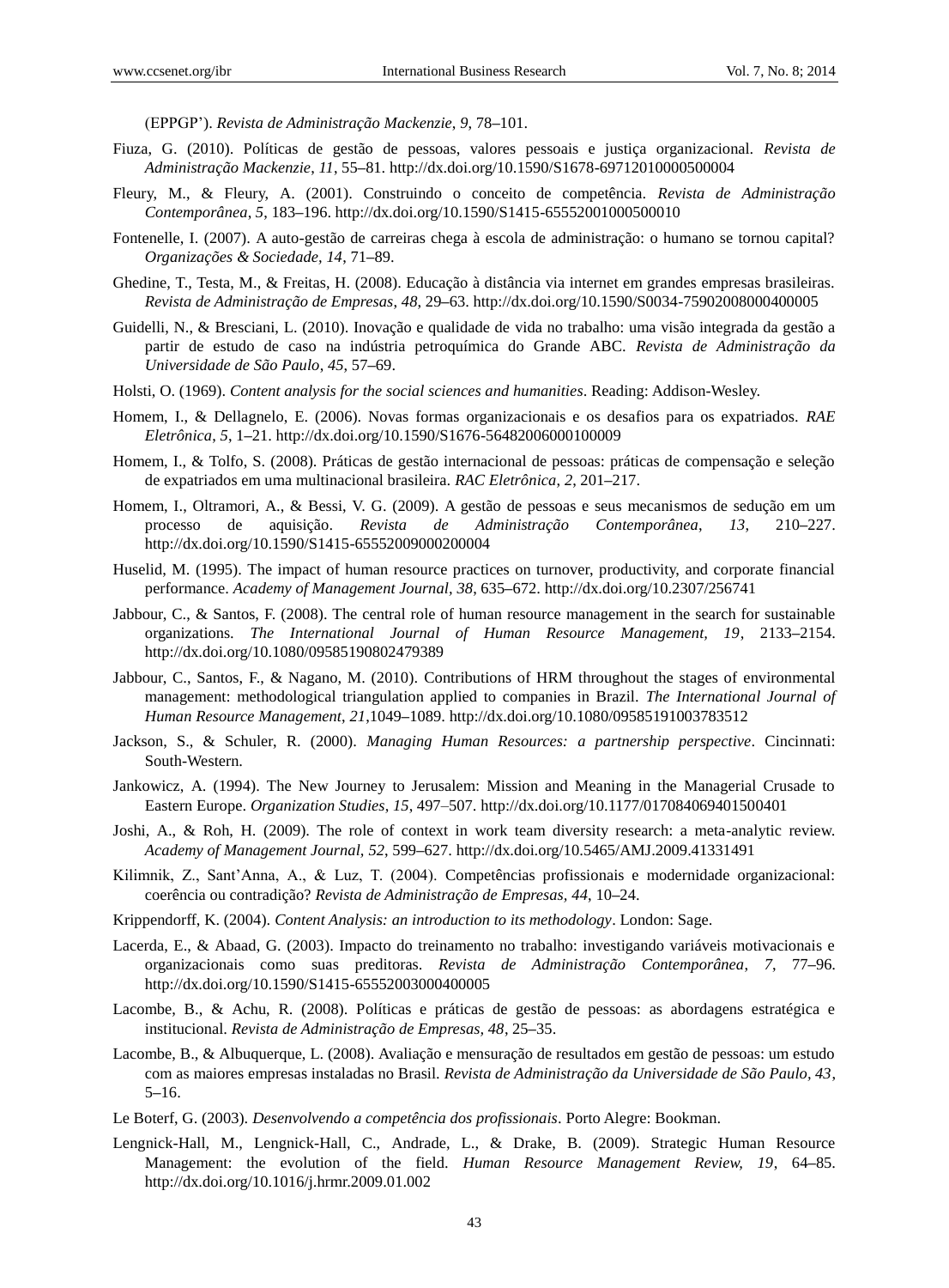(EPPGP'). *Revista de Administração Mackenzie*, *9*, 78–101.

Fiuza, G. (2010). Políticas de gestão de pessoas, valores pessoais e justiça organizacional. *Revista de Administração Mackenzie*, *11*, 55–81. http://dx.doi.org/10.1590/S1678-69712010000500004

Fleury, M., & Fleury, A. (2001). Construindo o conceito de competência. *Revista de Administração Contemporânea*, *5*, 183–196. http://dx.doi.org/10.1590/S1415-65552001000500010

Fontenelle, I. (2007). A auto-gestão de carreiras chega à escola de administração: o humano se tornou capital? *Organizações & Sociedade*, *14*, 71–89.

Ghedine, T., Testa, M., & Freitas, H. (2008). Educação à distância via internet em grandes empresas brasileiras. *Revista de Administração de Empresas*, *48*, 29–63. http://dx.doi.org/10.1590/S0034-75902008000400005

Guidelli, N., & Bresciani, L. (2010). Inovação e qualidade de vida no trabalho: uma visão integrada da gestão a partir de estudo de caso na indústria petroquímica do Grande ABC. *Revista de Administração da Universidade de São Paulo*, *45*, 57–69.

Holsti, O. (1969). *Content analysis for the social sciences and humanities*. Reading: Addison-Wesley.

Homem, I., & Dellagnelo, E. (2006). Novas formas organizacionais e os desafios para os expatriados. *RAE Eletrônica*, *5*, 1–21. http://dx.doi.org/10.1590/S1676-56482006000100009

Homem, I., & Tolfo, S. (2008). Práticas de gestão internacional de pessoas: práticas de compensação e seleção de expatriados em uma multinacional brasileira. *RAC Eletrônica*, *2*, 201–217.

Homem, I., Oltramori, A., & Bessi, V. G. (2009). A gestão de pessoas e seus mecanismos de sedução em um processo de aquisição. *Revista de Administração Contemporânea*, *13*, 210–227. http://dx.doi.org/10.1590/S1415-65552009000200004

Huselid, M. (1995). The impact of human resource practices on turnover, productivity, and corporate financial performance. *Academy of Management Journal*, *38*, 635–672. http://dx.doi.org/10.2307/256741

Jabbour, C., & Santos, F. (2008). The central role of human resource management in the search for sustainable organizations. *The International Journal of Human Resource Management*, *19*, 2133–2154. http://dx.doi.org/10.1080/09585190802479389

Jabbour, C., Santos, F., & Nagano, M. (2010). Contributions of HRM throughout the stages of environmental management: methodological triangulation applied to companies in Brazil. *The International Journal of Human Resource Management*, *21*,1049–1089. http://dx.doi.org/10.1080/09585191003783512

Jackson, S., & Schuler, R. (2000). *Managing Human Resources: a partnership perspective*. Cincinnati: South-Western.

Jankowicz, A. (1994). The New Journey to Jerusalem: Mission and Meaning in the Managerial Crusade to Eastern Europe. *Organization Studies*, *15*, 497–507. http://dx.doi.org/10.1177/017084069401500401

Joshi, A., & Roh, H. (2009). The role of context in work team diversity research: a meta-analytic review. *Academy of Management Journal*, *52*, 599–627. http://dx.doi.org/10.5465/AMJ.2009.41331491

Kilimnik, Z., Sant'Anna, A., & Luz, T. (2004). Competências profissionais e modernidade organizacional: coerência ou contradição? *Revista de Administração de Empresas*, *44*, 10–24.

Krippendorff, K. (2004). *Content Analysis: an introduction to its methodology*. London: Sage.

Lacerda, E., & Abaad, G. (2003). Impacto do treinamento no trabalho: investigando variáveis motivacionais e organizacionais como suas preditoras. *Revista de Administração Contemporânea*, *7*, 77–96. http://dx.doi.org/10.1590/S1415-65552003000400005

Lacombe, B., & Achu, R. (2008). Políticas e práticas de gestão de pessoas: as abordagens estratégica e institucional. *Revista de Administração de Empresas*, *48*, 25–35.

Lacombe, B., & Albuquerque, L. (2008). Avaliação e mensuração de resultados em gestão de pessoas: um estudo com as maiores empresas instaladas no Brasil. *Revista de Administração da Universidade de São Paulo*, *43*, 5–16.

Le Boterf, G. (2003). *Desenvolvendo a competência dos profissionais*. Porto Alegre: Bookman.

Lengnick-Hall, M., Lengnick-Hall, C., Andrade, L., & Drake, B. (2009). Strategic Human Resource Management: the evolution of the field. *Human Resource Management Review*, *19*, 64–85. http://dx.doi.org/10.1016/j.hrmr.2009.01.002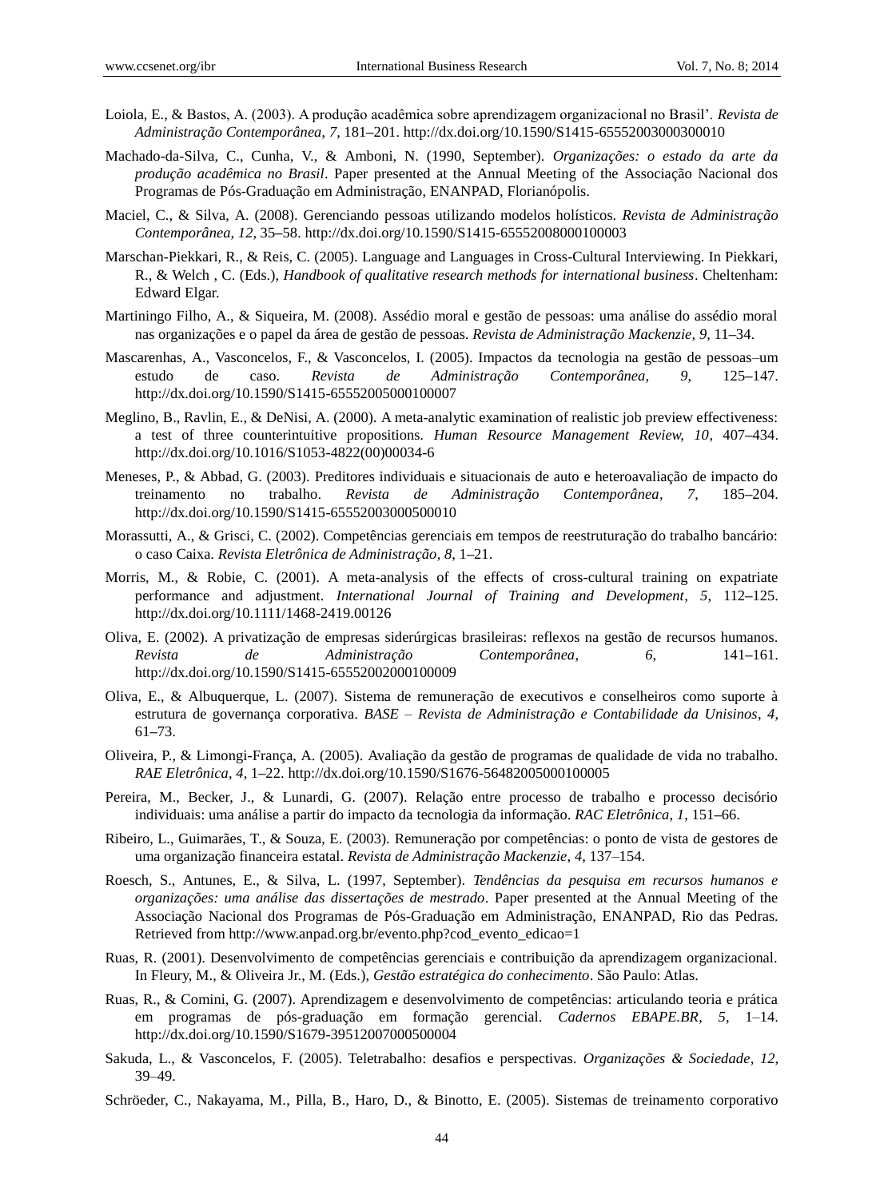Loiola, E., & Bastos, A. (2003). A produção acadêmica sobre aprendizagem organizacional no Brasil'. *Revista de Administração Contemporânea*, *7*, 181–201. http://dx.doi.org/10.1590/S1415-65552003000300010

Machado-da-Silva, C., Cunha, V., & Amboni, N. (1990, September). *Organizações: o estado da arte da produção acadêmica no Brasil*. Paper presented at the Annual Meeting of the Associação Nacional dos Programas de Pós-Graduação em Administração, ENANPAD, Florianópolis.

Maciel, C., & Silva, A. (2008). Gerenciando pessoas utilizando modelos holísticos. *Revista de Administração Contemporânea, 12*, 35–58. http://dx.doi.org/10.1590/S1415-65552008000100003

Marschan-Piekkari, R., & Reis, C. (2005). Language and Languages in Cross-Cultural Interviewing. In Piekkari, R., & Welch , C. (Eds.), *Handbook of qualitative research methods for international business*. Cheltenham: Edward Elgar.

Martiningo Filho, A., & Siqueira, M. (2008). Assédio moral e gestão de pessoas: uma análise do assédio moral nas organizações e o papel da área de gestão de pessoas. *Revista de Administração Mackenzie*, *9*, 11–34.

Mascarenhas, A., Vasconcelos, F., & Vasconcelos, I. (2005). Impactos da tecnologia na gestão de pessoas–um estudo de caso. *Revista de Administração Contemporânea*, *9*, 125–147. http://dx.doi.org/10.1590/S1415-65552005000100007

Meglino, B., Ravlin, E., & DeNisi, A. (2000). A meta-analytic examination of realistic job preview effectiveness: a test of three counterintuitive propositions. *Human Resource Management Review, 10*, 407–434. http://dx.doi.org/10.1016/S1053-4822(00)00034-6

Meneses, P., & Abbad, G. (2003). Preditores individuais e situacionais de auto e heteroavaliação de impacto do treinamento no trabalho. *Revista de Administração Contemporânea*, *7*, 185–204. http://dx.doi.org/10.1590/S1415-65552003000500010

Morassutti, A., & Grisci, C. (2002). Competências gerenciais em tempos de reestruturação do trabalho bancário: o caso Caixa. *Revista Eletrônica de Administração*, *8*, 1–21.

Morris, M., & Robie, C. (2001). A meta-analysis of the effects of cross-cultural training on expatriate performance and adjustment. *International Journal of Training and Development*, *5*, 112–125. http://dx.doi.org/10.1111/1468-2419.00126

Oliva, E. (2002). A privatização de empresas siderúrgicas brasileiras: reflexos na gestão de recursos humanos. *Revista de Administração Contemporânea*, *6*, 141–161. http://dx.doi.org/10.1590/S1415-65552002000100009

Oliva, E., & Albuquerque, L. (2007). Sistema de remuneração de executivos e conselheiros como suporte à estrutura de governança corporativa. *BASE – Revista de Administração e Contabilidade da Unisinos*, *4*, 61–73.

Oliveira, P., & Limongi-França, A. (2005). Avaliação da gestão de programas de qualidade de vida no trabalho. *RAE Eletrônica*, *4*, 1–22. http://dx.doi.org/10.1590/S1676-56482005000100005

Pereira, M., Becker, J., & Lunardi, G. (2007). Relação entre processo de trabalho e processo decisório individuais: uma análise a partir do impacto da tecnologia da informação. *RAC Eletrônica*, *1*, 151–66.

Ribeiro, L., Guimarães, T., & Souza, E. (2003). Remuneração por competências: o ponto de vista de gestores de uma organização financeira estatal. *Revista de Administração Mackenzie*, *4*, 137–154.

Roesch, S., Antunes, E., & Silva, L. (1997, September). *Tendências da pesquisa em recursos humanos e organizações: uma análise das dissertações de mestrado*. Paper presented at the Annual Meeting of the Associação Nacional dos Programas de Pós-Graduação em Administração, ENANPAD, Rio das Pedras. Retrieved from http://www.anpad.org.br/evento.php?cod_evento_edicao=1

Ruas, R. (2001). Desenvolvimento de competências gerenciais e contribuição da aprendizagem organizacional. In Fleury, M., & Oliveira Jr., M. (Eds.), *Gestão estratégica do conhecimento*. São Paulo: Atlas.

Ruas, R., & Comini, G. (2007). Aprendizagem e desenvolvimento de competências: articulando teoria e prática em programas de pós-graduação em formação gerencial. *Cadernos EBAPE.BR*, *5*, 1–14. http://dx.doi.org/10.1590/S1679-39512007000500004

Sakuda, L., & Vasconcelos, F. (2005). Teletrabalho: desafios e perspectivas. *Organizações & Sociedade*, *12*, 39–49.

Schröeder, C., Nakayama, M., Pilla, B., Haro, D., & Binotto, E. (2005). Sistemas de treinamento corporativo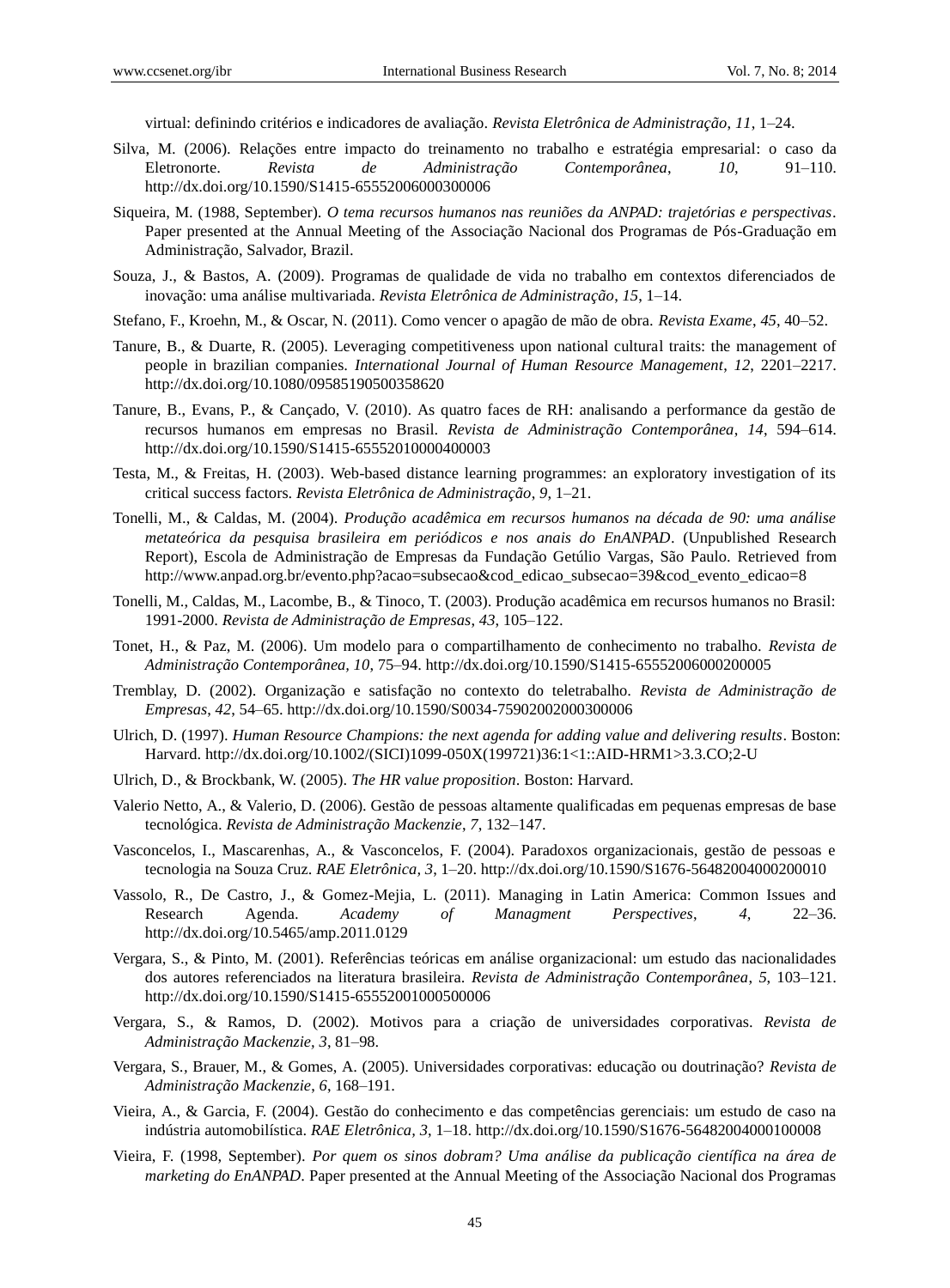virtual: definindo critérios e indicadores de avaliação. *Revista Eletrônica de Administração*, *11*, 1–24.

Silva, M. (2006). Relações entre impacto do treinamento no trabalho e estratégia empresarial: o caso da Eletronorte. *Revista de Administração Contemporânea*, *10*, 91–110. http://dx.doi.org/10.1590/S1415-65552006000300006

Siqueira, M. (1988, September). *O tema recursos humanos nas reuniões da ANPAD: trajetórias e perspectivas*. Paper presented at the Annual Meeting of the Associação Nacional dos Programas de Pós-Graduação em Administração, Salvador, Brazil.

Souza, J., & Bastos, A. (2009). Programas de qualidade de vida no trabalho em contextos diferenciados de inovação: uma análise multivariada. *Revista Eletrônica de Administração*, *15*, 1–14.

Stefano, F., Kroehn, M., & Oscar, N. (2011). Como vencer o apagão de mão de obra. *Revista Exame*, *45*, 40–52.

Tanure, B., & Duarte, R. (2005). Leveraging competitiveness upon national cultural traits: the management of people in brazilian companies. *International Journal of Human Resource Management*, *12*, 2201–2217. http://dx.doi.org/10.1080/09585190500358620

Tanure, B., Evans, P., & Cançado, V. (2010). As quatro faces de RH: analisando a performance da gestão de recursos humanos em empresas no Brasil. *Revista de Administração Contemporânea*, *14*, 594–614. http://dx.doi.org/10.1590/S1415-65552010000400003

Testa, M., & Freitas, H. (2003). Web-based distance learning programmes: an exploratory investigation of its critical success factors. *Revista Eletrônica de Administração*, *9*, 1–21.

Tonelli, M., & Caldas, M. (2004). *Produção acadêmica em recursos humanos na década de 90: uma análise metateórica da pesquisa brasileira em periódicos e nos anais do EnANPAD*. (Unpublished Research Report), Escola de Administração de Empresas da Fundação Getúlio Vargas, São Paulo. Retrieved from http://www.anpad.org.br/evento.php?acao=subsecao&cod_edicao_subsecao=39&cod_evento_edicao=8

Tonelli, M., Caldas, M., Lacombe, B., & Tinoco, T. (2003). Produção acadêmica em recursos humanos no Brasil: 1991-2000. *Revista de Administração de Empresas*, *43*, 105–122.

Tonet, H., & Paz, M. (2006). Um modelo para o compartilhamento de conhecimento no trabalho. *Revista de Administração Contemporânea, 10*, 75–94. http://dx.doi.org/10.1590/S1415-65552006000200005

Tremblay, D. (2002). Organização e satisfação no contexto do teletrabalho. *Revista de Administração de Empresas, 42*, 54–65. http://dx.doi.org/10.1590/S0034-75902002000300006

Ulrich, D. (1997). *Human Resource Champions: the next agenda for adding value and delivering results*. Boston: Harvard. http://dx.doi.org/10.1002/(SICI)1099-050X(199721)36:1<1::AID-HRM1>3.3.CO;2-U

Ulrich, D., & Brockbank, W. (2005). *The HR value proposition*. Boston: Harvard.

Valerio Netto, A., & Valerio, D. (2006). Gestão de pessoas altamente qualificadas em pequenas empresas de base tecnológica. *Revista de Administração Mackenzie*, *7*, 132–147.

Vasconcelos, I., Mascarenhas, A., & Vasconcelos, F. (2004). Paradoxos organizacionais, gestão de pessoas e tecnologia na Souza Cruz. *RAE Eletrônica, 3*, 1–20. http://dx.doi.org/10.1590/S1676-56482004000200010

Vassolo, R., De Castro, J., & Gomez-Mejia, L. (2011). Managing in Latin America: Common Issues and Research Agenda. *Academy of Managment Perspectives*, *4*, 22–36. http://dx.doi.org/10.5465/amp.2011.0129

Vergara, S., & Pinto, M. (2001). Referências teóricas em análise organizacional: um estudo das nacionalidades dos autores referenciados na literatura brasileira. *Revista de Administração Contemporânea*, *5*, 103–121. http://dx.doi.org/10.1590/S1415-65552001000500006

Vergara, S., & Ramos, D. (2002). Motivos para a criação de universidades corporativas. *Revista de Administração Mackenzie, 3*, 81–98.

Vergara, S., Brauer, M., & Gomes, A. (2005). Universidades corporativas: educação ou doutrinação? *Revista de Administração Mackenzie*, *6*, 168–191.

Vieira, A., & Garcia, F. (2004). Gestão do conhecimento e das competências gerenciais: um estudo de caso na indústria automobilística. *RAE Eletrônica, 3*, 1–18. http://dx.doi.org/10.1590/S1676-56482004000100008

Vieira, F. (1998, September). *Por quem os sinos dobram? Uma análise da publicação científica na área de marketing do EnANPAD*. Paper presented at the Annual Meeting of the Associação Nacional dos Programas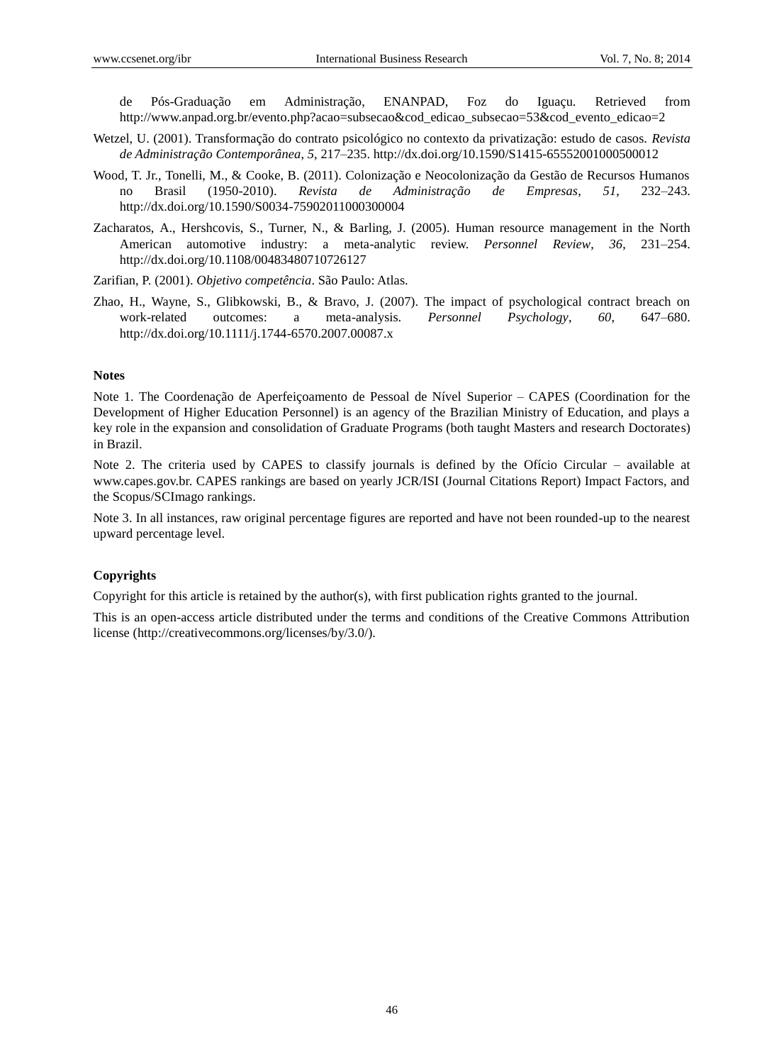de Pós-Graduação em Administração, ENANPAD, Foz do Iguaçu. Retrieved from http://www.anpad.org.br/evento.php?acao=subsecao&cod_edicao_subsecao=53&cod_evento_edicao=2

Wetzel, U. (2001). Transformação do contrato psicológico no contexto da privatização: estudo de casos. *Revista de Administração Contemporânea*, *5*, 217–235. http://dx.doi.org/10.1590/S1415-65552001000500012

Wood, T. Jr., Tonelli, M., & Cooke, B. (2011). Colonização e Neocolonização da Gestão de Recursos Humanos no Brasil (1950-2010). *Revista de Administração de Empresas*, *51*, 232–243. http://dx.doi.org/10.1590/S0034-75902011000300004

Zacharatos, A., Hershcovis, S., Turner, N., & Barling, J. (2005). Human resource management in the North American automotive industry: a meta-analytic review. *Personnel Review*, *36*, 231–254. http://dx.doi.org/10.1108/00483480710726127

Zarifian, P. (2001). *Objetivo competência*. São Paulo: Atlas.

Zhao, H., Wayne, S., Glibkowski, B., & Bravo, J. (2007). The impact of psychological contract breach on work-related outcomes: a meta-analysis. *Personnel Psychology*, *60*, 647–680. http://dx.doi.org/10.1111/j.1744-6570.2007.00087.x

## Notes

Note 1. The Coordenação de Aperfeiçoamento de Pessoal de Nível Superior – CAPES (Coordination for the Development of Higher Education Personnel) is an agency of the Brazilian Ministry of Education, and plays a key role in the expansion and consolidation of Graduate Programs (both taught Masters and research Doctorates) in Brazil.

Note 2. The criteria used by CAPES to classify journals is defined by the Ofício Circular – available at www.capes.gov.br. CAPES rankings are based on yearly JCR/ISI (Journal Citations Report) Impact Factors, and the Scopus/SCImago rankings.

Note 3. In all instances, raw original percentage figures are reported and have not been rounded-up to the nearest upward percentage level.

## Copyrights

Copyright for this article is retained by the author(s), with first publication rights granted to the journal.

This is an open-access article distributed under the terms and conditions of the Creative Commons Attribution license (http://creativecommons.org/licenses/by/3.0/).